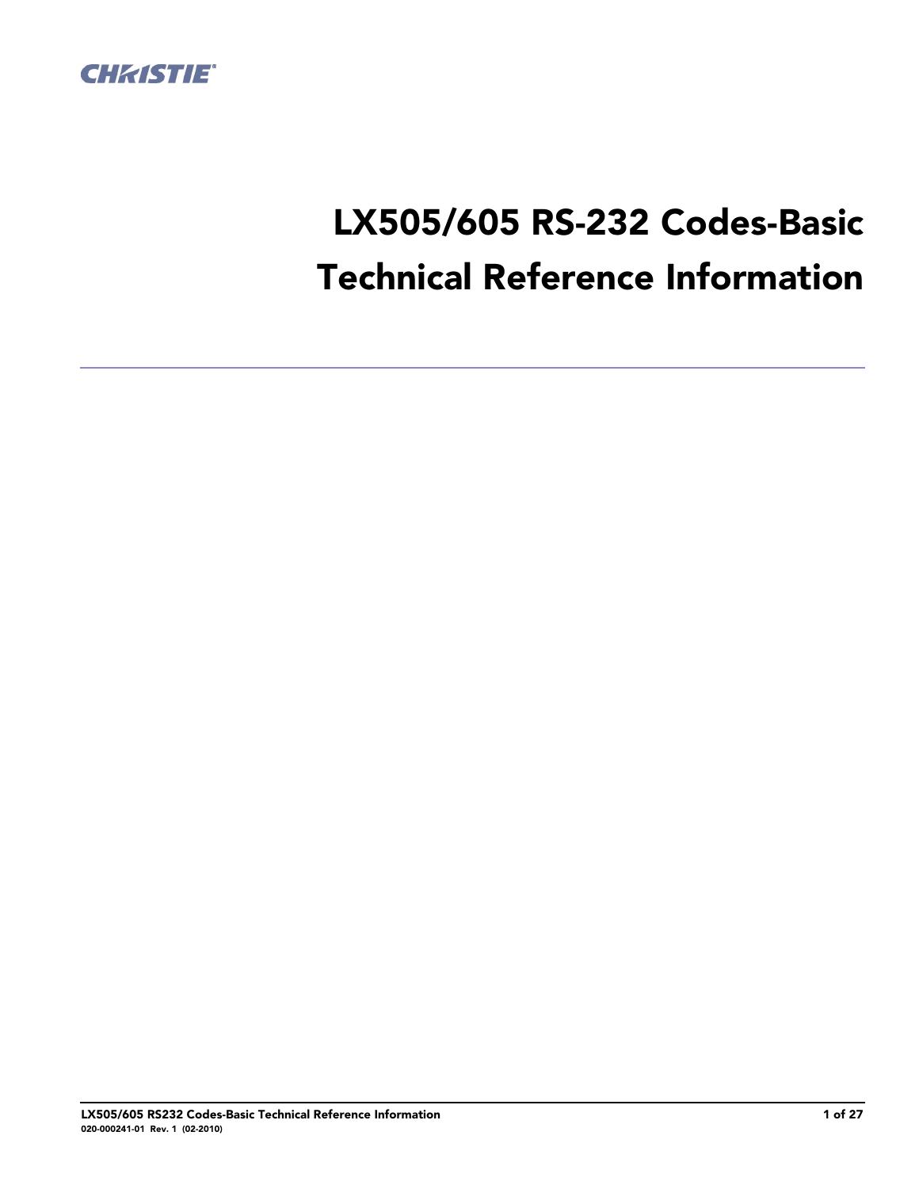# LX505/605 RS-232 Codes-Basic Technical Reference Information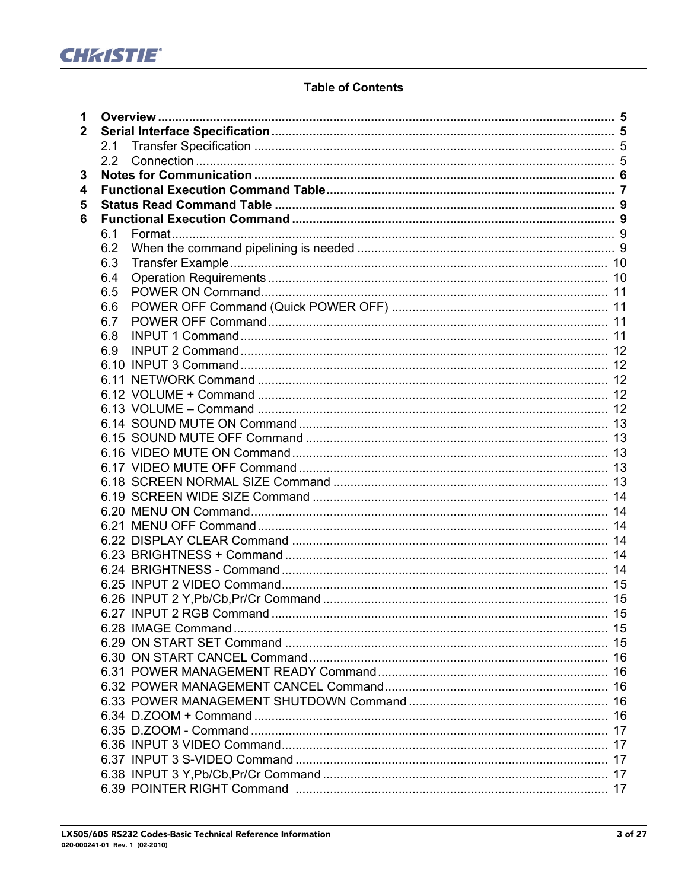# Table of Contents

**1 Overview** .......... **5**
**2 Serial Interface Specification** .......... **5**
- 2.1 Transfer Specification .......... 5
- 2.2 Connection .......... 5

**3 Notes for Communication** .......... **6**
**4 Functional Execution Command Table** .......... **7**
**5 Status Read Command Table** .......... **9**
**6 Functional Execution Command** .......... **9**
- 6.1 Format .......... 9
- 6.2 When the command pipelining is needed .......... 9
- 6.3 Transfer Example .......... 10
- 6.4 Operation Requirements .......... 10
- 6.5 POWER ON Command .......... 11
- 6.6 POWER OFF Command (Quick POWER OFF) .......... 11
- 6.7 POWER OFF Command .......... 11
- 6.8 INPUT 1 Command .......... 11
- 6.9 INPUT 2 Command .......... 12
- 6.10 INPUT 3 Command .......... 12
- 6.11 NETWORK Command .......... 12
- 6.12 VOLUME + Command .......... 12
- 6.13 VOLUME – Command .......... 12
- 6.14 SOUND MUTE ON Command .......... 13
- 6.15 SOUND MUTE OFF Command .......... 13
- 6.16 VIDEO MUTE ON Command .......... 13
- 6.17 VIDEO MUTE OFF Command .......... 13
- 6.18 SCREEN NORMAL SIZE Command .......... 13
- 6.19 SCREEN WIDE SIZE Command .......... 14
- 6.20 MENU ON Command .......... 14
- 6.21 MENU OFF Command .......... 14
- 6.22 DISPLAY CLEAR Command .......... 14
- 6.23 BRIGHTNESS + Command .......... 14
- 6.24 BRIGHTNESS - Command .......... 14
- 6.25 INPUT 2 VIDEO Command .......... 15
- 6.26 INPUT 2 Y,Pb/Cb,Pr/Cr Command .......... 15
- 6.27 INPUT 2 RGB Command .......... 15
- 6.28 IMAGE Command .......... 15
- 6.29 ON START SET Command .......... 15
- 6.30 ON START CANCEL Command .......... 16
- 6.31 POWER MANAGEMENT READY Command .......... 16
- 6.32 POWER MANAGEMENT CANCEL Command .......... 16
- 6.33 POWER MANAGEMENT SHUTDOWN Command .......... 16
- 6.34 D.ZOOM + Command .......... 16
- 6.35 D.ZOOM - Command .......... 17
- 6.36 INPUT 3 VIDEO Command .......... 17
- 6.37 INPUT 3 S-VIDEO Command .......... 17
- 6.38 INPUT 3 Y,Pb/Cb,Pr/Cr Command .......... 17
- 6.39 POINTER RIGHT Command .......... 17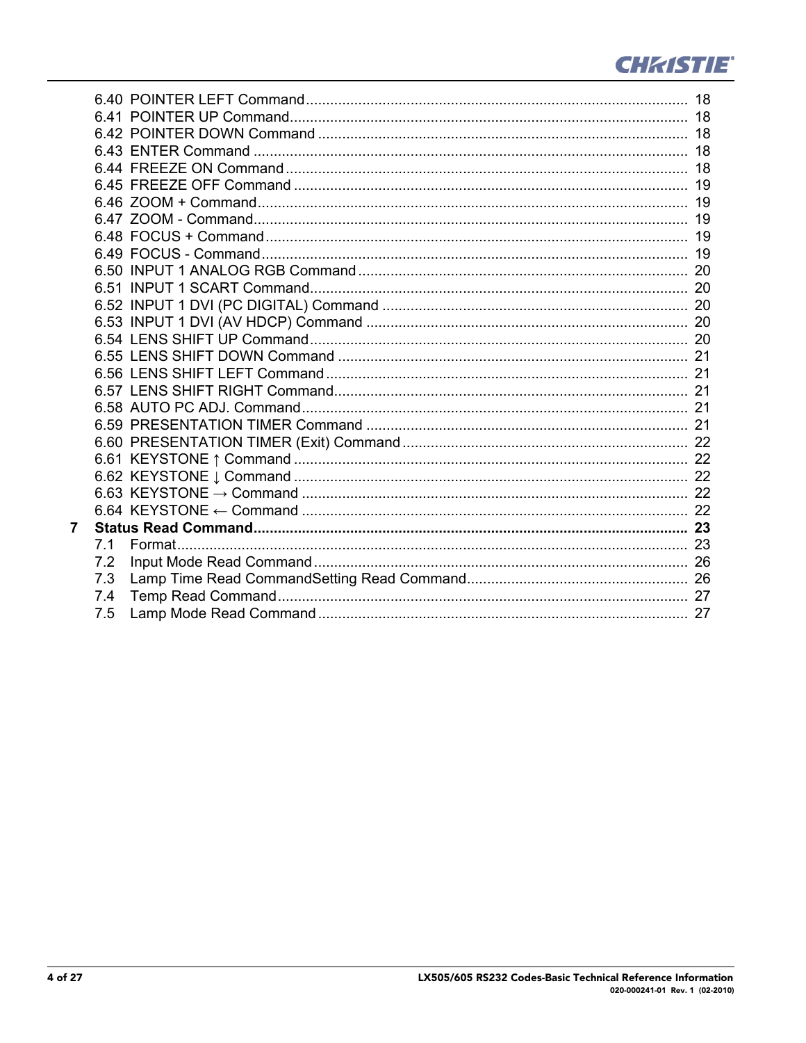6.40 POINTER LEFT Command ..... 18
6.41 POINTER UP Command ..... 18
6.42 POINTER DOWN Command ..... 18
6.43 ENTER Command ..... 18
6.44 FREEZE ON Command ..... 18
6.45 FREEZE OFF Command ..... 19
6.46 ZOOM + Command ..... 19
6.47 ZOOM - Command ..... 19
6.48 FOCUS + Command ..... 19
6.49 FOCUS - Command ..... 19
6.50 INPUT 1 ANALOG RGB Command ..... 20
6.51 INPUT 1 SCART Command ..... 20
6.52 INPUT 1 DVI (PC DIGITAL) Command ..... 20
6.53 INPUT 1 DVI (AV HDCP) Command ..... 20
6.54 LENS SHIFT UP Command ..... 20
6.55 LENS SHIFT DOWN Command ..... 21
6.56 LENS SHIFT LEFT Command ..... 21
6.57 LENS SHIFT RIGHT Command ..... 21
6.58 AUTO PC ADJ. Command ..... 21
6.59 PRESENTATION TIMER Command ..... 21
6.60 PRESENTATION TIMER (Exit) Command ..... 22
6.61 KEYSTONE ↑ Command ..... 22
6.62 KEYSTONE ↓ Command ..... 22
6.63 KEYSTONE → Command ..... 22
6.64 KEYSTONE ← Command ..... 22

**7 Status Read Command ..... 23**

7.1 Format ..... 23
7.2 Input Mode Read Command ..... 26
7.3 Lamp Time Read CommandSetting Read Command ..... 26
7.4 Temp Read Command ..... 27
7.5 Lamp Mode Read Command ..... 27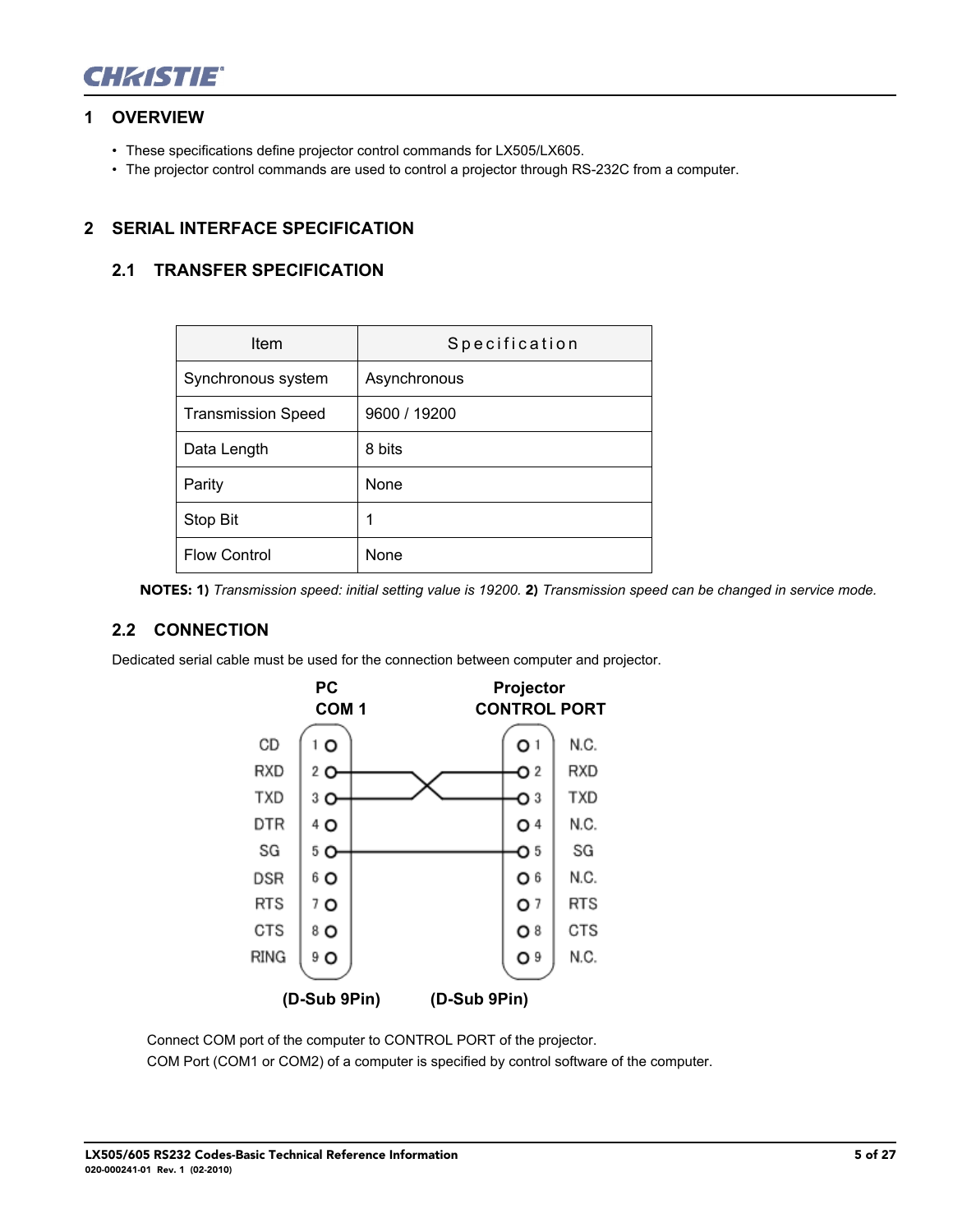# 1 OVERVIEW

- These specifications define projector control commands for LX505/LX605.
- The projector control commands are used to control a projector through RS-232C from a computer.

# 2 SERIAL INTERFACE SPECIFICATION

## 2.1 TRANSFER SPECIFICATION

| Item | Specification |
|---|---|
| Synchronous system | Asynchronous |
| Transmission Speed | 9600 / 19200 |
| Data Length | 8 bits |
| Parity | None |
| Stop Bit | 1 |
| Flow Control | None |

**NOTES: 1)** *Transmission speed: initial setting value is 19200.* **2)** *Transmission speed can be changed in service mode.*

## 2.2 CONNECTION

Dedicated serial cable must be used for the connection between computer and projector.

| PC COM 1 Signal | PC Pin | | Projector Pin | Projector CONTROL PORT Signal |
|---|---|---|---|---|
| CD | 1 | | 1 | N.C. |
| RXD | 2 | ↔ | 3 | TXD |
| TXD | 3 | ↔ | 2 | RXD |
| DTR | 4 | | 4 | N.C. |
| SG | 5 | ↔ | 5 | SG |
| DSR | 6 | | 6 | N.C. |
| RTS | 7 | | 7 | RTS |
| CTS | 8 | | 8 | CTS |
| RING | 9 | | 9 | N.C. |

(D-Sub 9Pin) (D-Sub 9Pin)

Connect COM port of the computer to CONTROL PORT of the projector.
COM Port (COM1 or COM2) of a computer is specified by control software of the computer.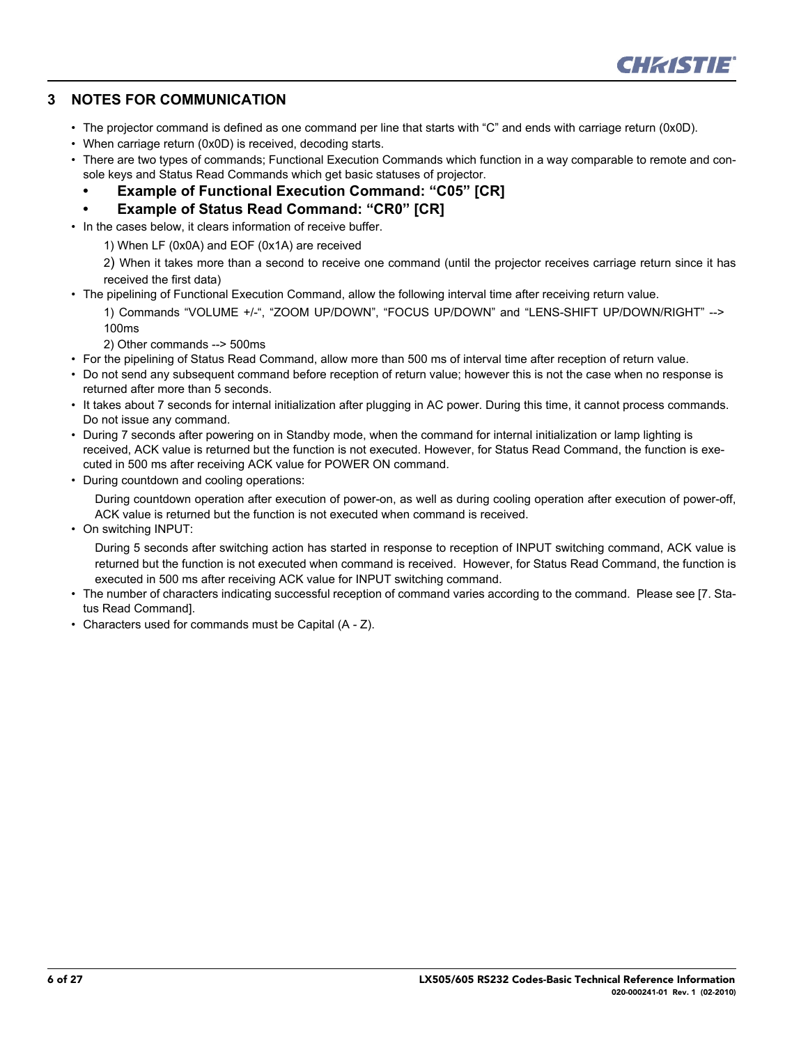## 3 NOTES FOR COMMUNICATION

- The projector command is defined as one command per line that starts with “C” and ends with carriage return (0x0D).
- When carriage return (0x0D) is received, decoding starts.
- There are two types of commands; Functional Execution Commands which function in a way comparable to remote and console keys and Status Read Commands which get basic statuses of projector.
  - **Example of Functional Execution Command: “C05” [CR]**
  - **Example of Status Read Command: “CR0” [CR]**
- In the cases below, it clears information of receive buffer.

  1) When LF (0x0A) and EOF (0x1A) are received

  2) When it takes more than a second to receive one command (until the projector receives carriage return since it has received the first data)
- The pipelining of Functional Execution Command, allow the following interval time after receiving return value.

  1) Commands “VOLUME +/-“, “ZOOM UP/DOWN”, “FOCUS UP/DOWN” and “LENS-SHIFT UP/DOWN/RIGHT” --> 100ms

  2) Other commands --> 500ms
- For the pipelining of Status Read Command, allow more than 500 ms of interval time after reception of return value.
- Do not send any subsequent command before reception of return value; however this is not the case when no response is returned after more than 5 seconds.
- It takes about 7 seconds for internal initialization after plugging in AC power. During this time, it cannot process commands. Do not issue any command.
- During 7 seconds after powering on in Standby mode, when the command for internal initialization or lamp lighting is received, ACK value is returned but the function is not executed. However, for Status Read Command, the function is executed in 500 ms after receiving ACK value for POWER ON command.
- During countdown and cooling operations:

  During countdown operation after execution of power-on, as well as during cooling operation after execution of power-off, ACK value is returned but the function is not executed when command is received.
- On switching INPUT:

  During 5 seconds after switching action has started in response to reception of INPUT switching command, ACK value is returned but the function is not executed when command is received. However, for Status Read Command, the function is executed in 500 ms after receiving ACK value for INPUT switching command.
- The number of characters indicating successful reception of command varies according to the command. Please see [7. Status Read Command].
- Characters used for commands must be Capital (A - Z).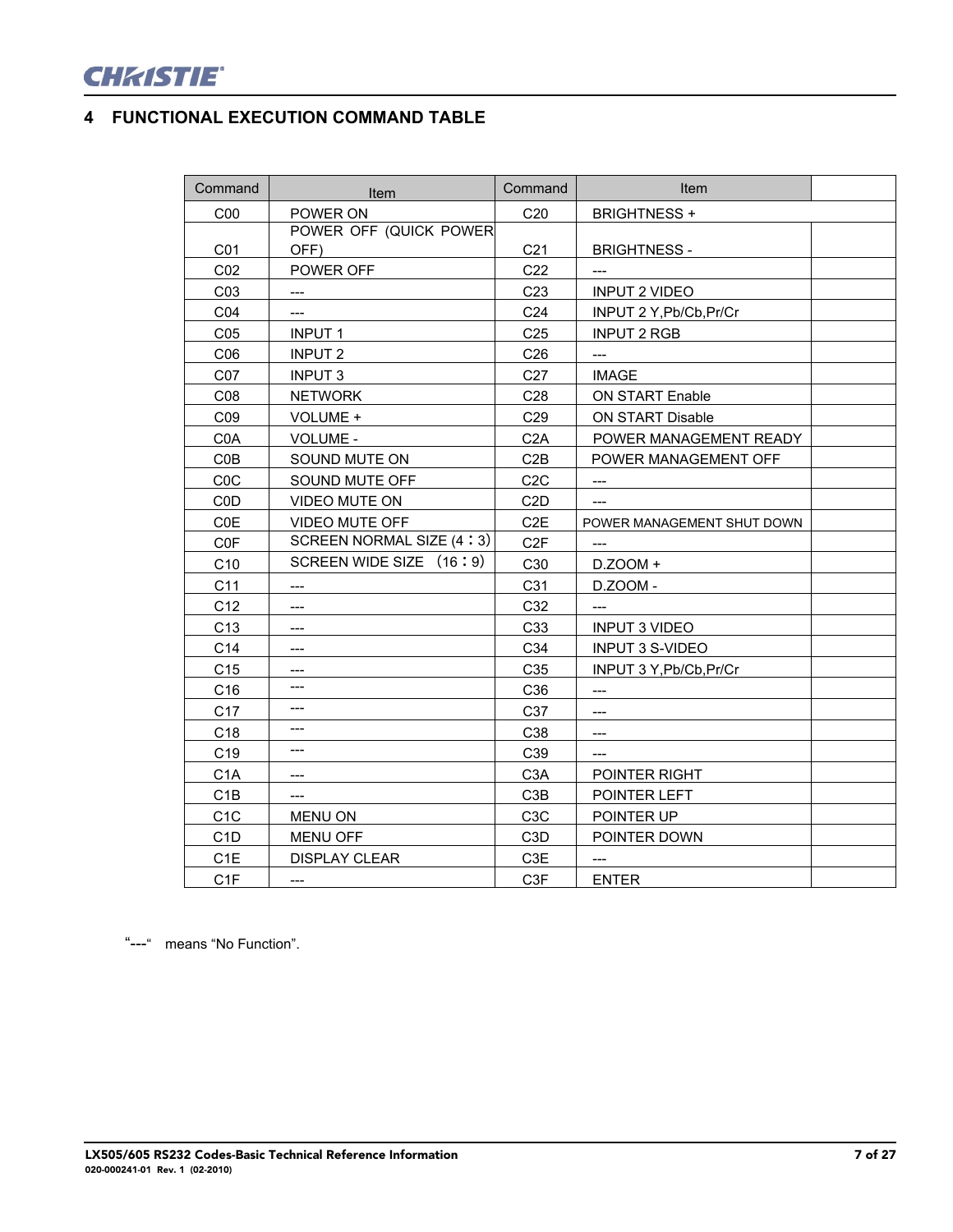## 4 FUNCTIONAL EXECUTION COMMAND TABLE

| Command | Item | Command | Item | |
|---|---|---|---|---|
| C00 | POWER ON | C20 | BRIGHTNESS + | |
| C01 | POWER OFF (QUICK POWER OFF) | C21 | BRIGHTNESS - | |
| C02 | POWER OFF | C22 | --- | |
| C03 | --- | C23 | INPUT 2 VIDEO | |
| C04 | --- | C24 | INPUT 2 Y,Pb/Cb,Pr/Cr | |
| C05 | INPUT 1 | C25 | INPUT 2 RGB | |
| C06 | INPUT 2 | C26 | --- | |
| C07 | INPUT 3 | C27 | IMAGE | |
| C08 | NETWORK | C28 | ON START Enable | |
| C09 | VOLUME + | C29 | ON START Disable | |
| C0A | VOLUME - | C2A | POWER MANAGEMENT READY | |
| C0B | SOUND MUTE ON | C2B | POWER MANAGEMENT OFF | |
| C0C | SOUND MUTE OFF | C2C | --- | |
| C0D | VIDEO MUTE ON | C2D | --- | |
| C0E | VIDEO MUTE OFF | C2E | POWER MANAGEMENT SHUT DOWN | |
| C0F | SCREEN NORMAL SIZE (4：3) | C2F | --- | |
| C10 | SCREEN WIDE SIZE (16：9) | C30 | D.ZOOM + | |
| C11 | --- | C31 | D.ZOOM - | |
| C12 | --- | C32 | --- | |
| C13 | --- | C33 | INPUT 3 VIDEO | |
| C14 | --- | C34 | INPUT 3 S-VIDEO | |
| C15 | --- | C35 | INPUT 3 Y,Pb/Cb,Pr/Cr | |
| C16 | --- | C36 | --- | |
| C17 | --- | C37 | --- | |
| C18 | --- | C38 | --- | |
| C19 | --- | C39 | --- | |
| C1A | --- | C3A | POINTER RIGHT | |
| C1B | --- | C3B | POINTER LEFT | |
| C1C | MENU ON | C3C | POINTER UP | |
| C1D | MENU OFF | C3D | POINTER DOWN | |
| C1E | DISPLAY CLEAR | C3E | --- | |
| C1F | --- | C3F | ENTER | |

"---" means "No Function".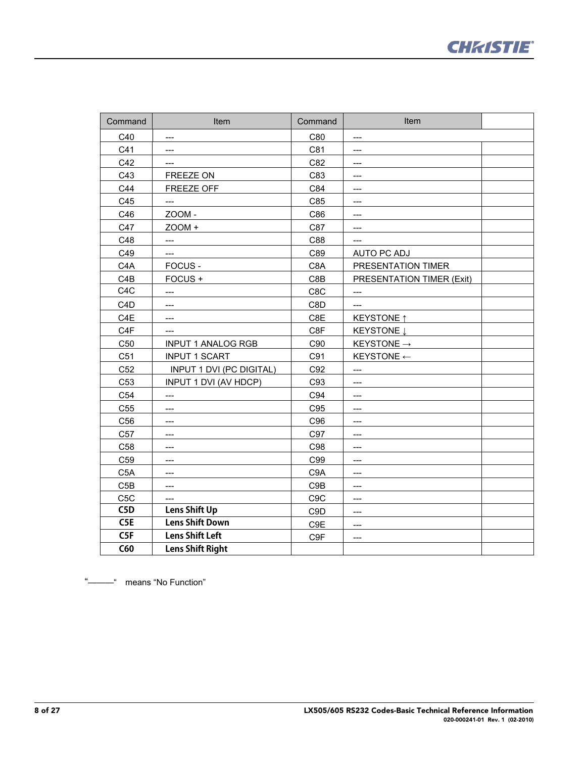| Command | Item | Command | Item | |
|---|---|---|---|---|
| C40 | --- | C80 | --- | |
| C41 | --- | C81 | --- | |
| C42 | --- | C82 | --- | |
| C43 | FREEZE ON | C83 | --- | |
| C44 | FREEZE OFF | C84 | --- | |
| C45 | --- | C85 | --- | |
| C46 | ZOOM - | C86 | --- | |
| C47 | ZOOM + | C87 | --- | |
| C48 | --- | C88 | --- | |
| C49 | --- | C89 | AUTO PC ADJ | |
| C4A | FOCUS - | C8A | PRESENTATION TIMER | |
| C4B | FOCUS + | C8B | PRESENTATION TIMER (Exit) | |
| C4C | --- | C8C | --- | |
| C4D | --- | C8D | --- | |
| C4E | --- | C8E | KEYSTONE ↑ | |
| C4F | --- | C8F | KEYSTONE ↓ | |
| C50 | INPUT 1 ANALOG RGB | C90 | KEYSTONE → | |
| C51 | INPUT 1 SCART | C91 | KEYSTONE ← | |
| C52 | INPUT 1 DVI (PC DIGITAL) | C92 | --- | |
| C53 | INPUT 1 DVI (AV HDCP) | C93 | --- | |
| C54 | --- | C94 | --- | |
| C55 | --- | C95 | --- | |
| C56 | --- | C96 | --- | |
| C57 | --- | C97 | --- | |
| C58 | --- | C98 | --- | |
| C59 | --- | C99 | --- | |
| C5A | --- | C9A | --- | |
| C5B | --- | C9B | --- | |
| C5C | --- | C9C | --- | |
| **C5D** | **Lens Shift Up** | C9D | --- | |
| **C5E** | **Lens Shift Down** | C9E | --- | |
| **C5F** | **Lens Shift Left** | C9F | --- | |
| **C60** | **Lens Shift Right** | | | |

"———" means "No Function"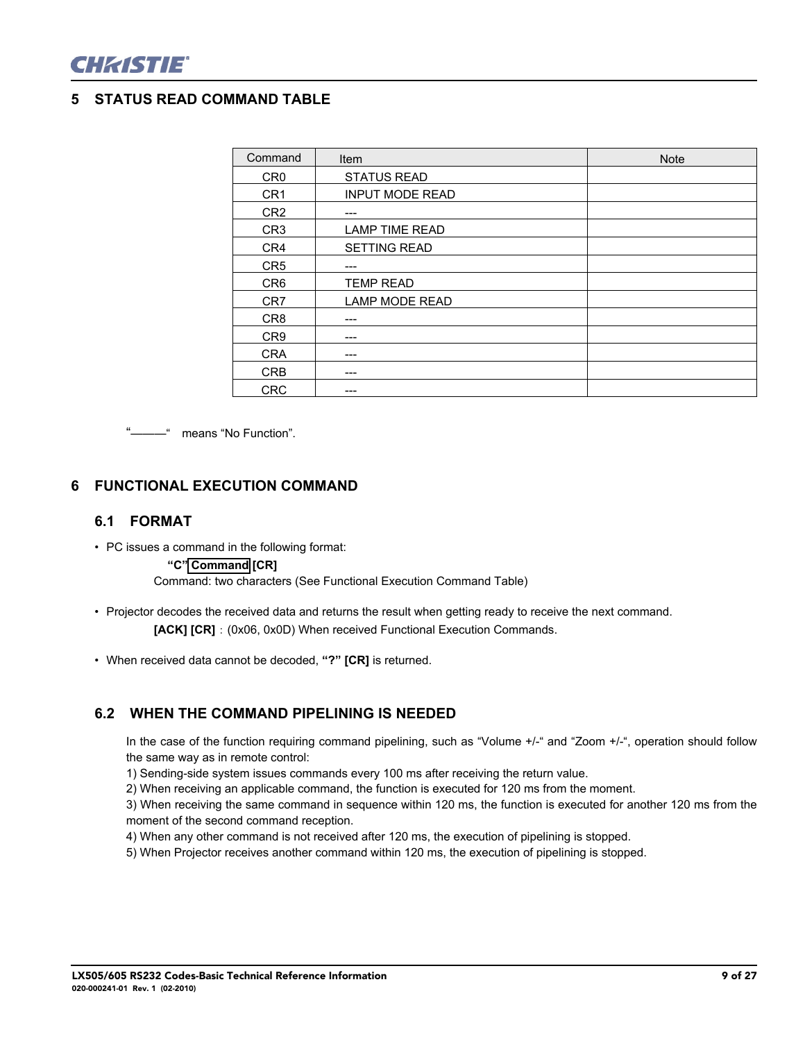# 5 STATUS READ COMMAND TABLE

| Command | Item | Note |
| --- | --- | --- |
| CR0 | STATUS READ | |
| CR1 | INPUT MODE READ | |
| CR2 | --- | |
| CR3 | LAMP TIME READ | |
| CR4 | SETTING READ | |
| CR5 | --- | |
| CR6 | TEMP READ | |
| CR7 | LAMP MODE READ | |
| CR8 | --- | |
| CR9 | --- | |
| CRA | --- | |
| CRB | --- | |
| CRC | --- | |

"———" means "No Function".

# 6 FUNCTIONAL EXECUTION COMMAND

## 6.1 FORMAT

- PC issues a command in the following format:

  **"C" Command [CR]**

  Command: two characters (See Functional Execution Command Table)

- Projector decodes the received data and returns the result when getting ready to receive the next command.

  **[ACK] [CR]** : (0x06, 0x0D) When received Functional Execution Commands.

- When received data cannot be decoded, **"?" [CR]** is returned.

## 6.2 WHEN THE COMMAND PIPELINING IS NEEDED

In the case of the function requiring command pipelining, such as "Volume +/-" and "Zoom +/-", operation should follow the same way as in remote control:

1) Sending-side system issues commands every 100 ms after receiving the return value.
2) When receiving an applicable command, the function is executed for 120 ms from the moment.
3) When receiving the same command in sequence within 120 ms, the function is executed for another 120 ms from the moment of the second command reception.
4) When any other command is not received after 120 ms, the execution of pipelining is stopped.
5) When Projector receives another command within 120 ms, the execution of pipelining is stopped.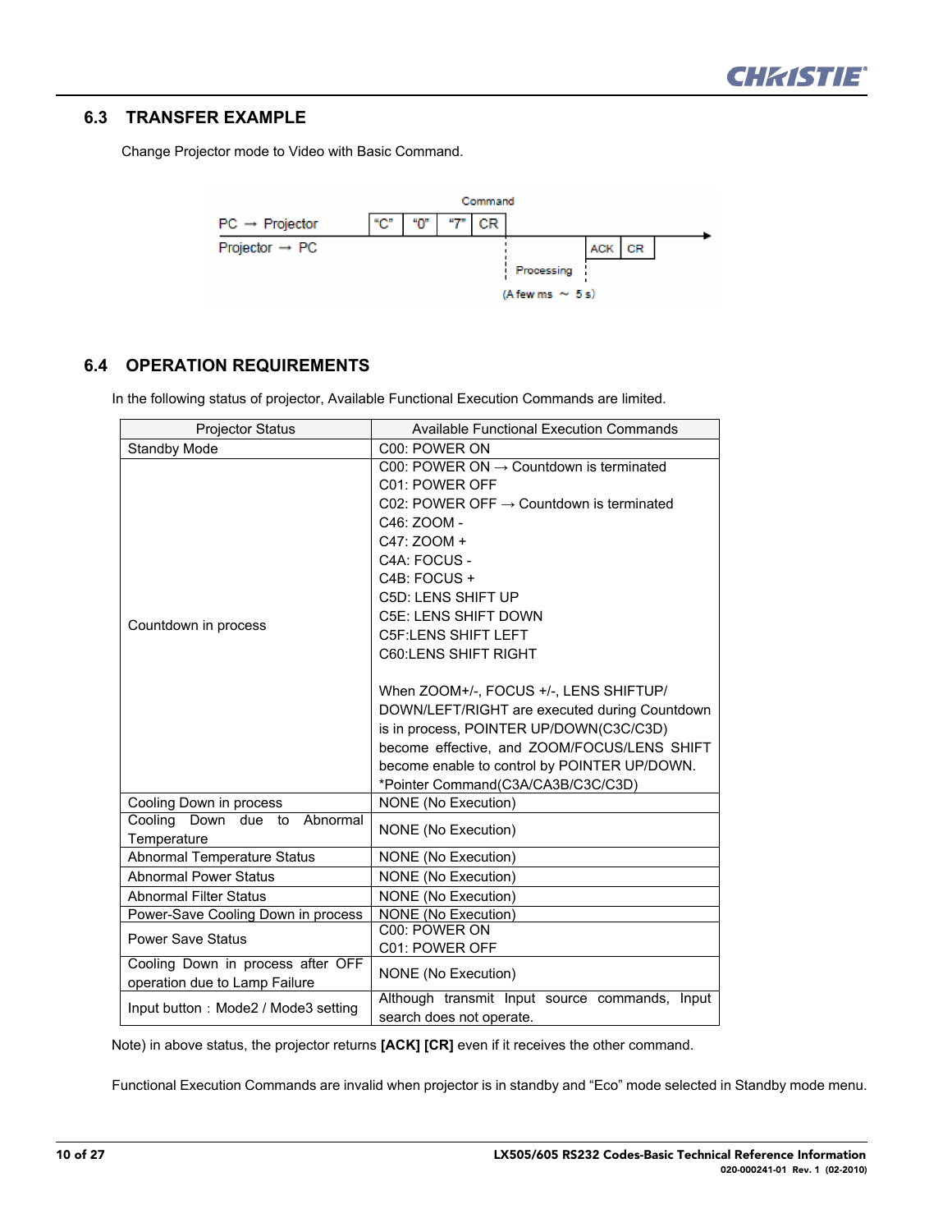## 6.3 TRANSFER EXAMPLE

Change Projector mode to Video with Basic Command.

| | Command | | | | | |
|---|---|---|---|---|---|---|
| PC → Projector | "C" | "0" | "7" | CR | | |
| Projector → PC | | | | Processing (A few ms ~ 5 s) | ACK | CR |

## 6.4 OPERATION REQUIREMENTS

In the following status of projector, Available Functional Execution Commands are limited.

| Projector Status | Available Functional Execution Commands |
|---|---|
| Standby Mode | C00: POWER ON |
| Countdown in process | C00: POWER ON → Countdown is terminated<br>C01: POWER OFF<br>C02: POWER OFF → Countdown is terminated<br>C46: ZOOM -<br>C47: ZOOM +<br>C4A: FOCUS -<br>C4B: FOCUS +<br>C5D: LENS SHIFT UP<br>C5E: LENS SHIFT DOWN<br>C5F:LENS SHIFT LEFT<br>C60:LENS SHIFT RIGHT<br><br>When ZOOM+/-, FOCUS +/-, LENS SHIFTUP/ DOWN/LEFT/RIGHT are executed during Countdown is in process, POINTER UP/DOWN(C3C/C3D) become effective, and ZOOM/FOCUS/LENS SHIFT become enable to control by POINTER UP/DOWN.<br>*Pointer Command(C3A/CA3B/C3C/C3D) |
| Cooling Down in process | NONE (No Execution) |
| Cooling Down due to Abnormal Temperature | NONE (No Execution) |
| Abnormal Temperature Status | NONE (No Execution) |
| Abnormal Power Status | NONE (No Execution) |
| Abnormal Filter Status | NONE (No Execution) |
| Power-Save Cooling Down in process | NONE (No Execution) |
| Power Save Status | C00: POWER ON<br>C01: POWER OFF |
| Cooling Down in process after OFF operation due to Lamp Failure | NONE (No Execution) |
| Input button：Mode2 / Mode3 setting | Although transmit Input source commands, Input search does not operate. |

Note) in above status, the projector returns **[ACK] [CR]** even if it receives the other command.

Functional Execution Commands are invalid when projector is in standby and "Eco" mode selected in Standby mode menu.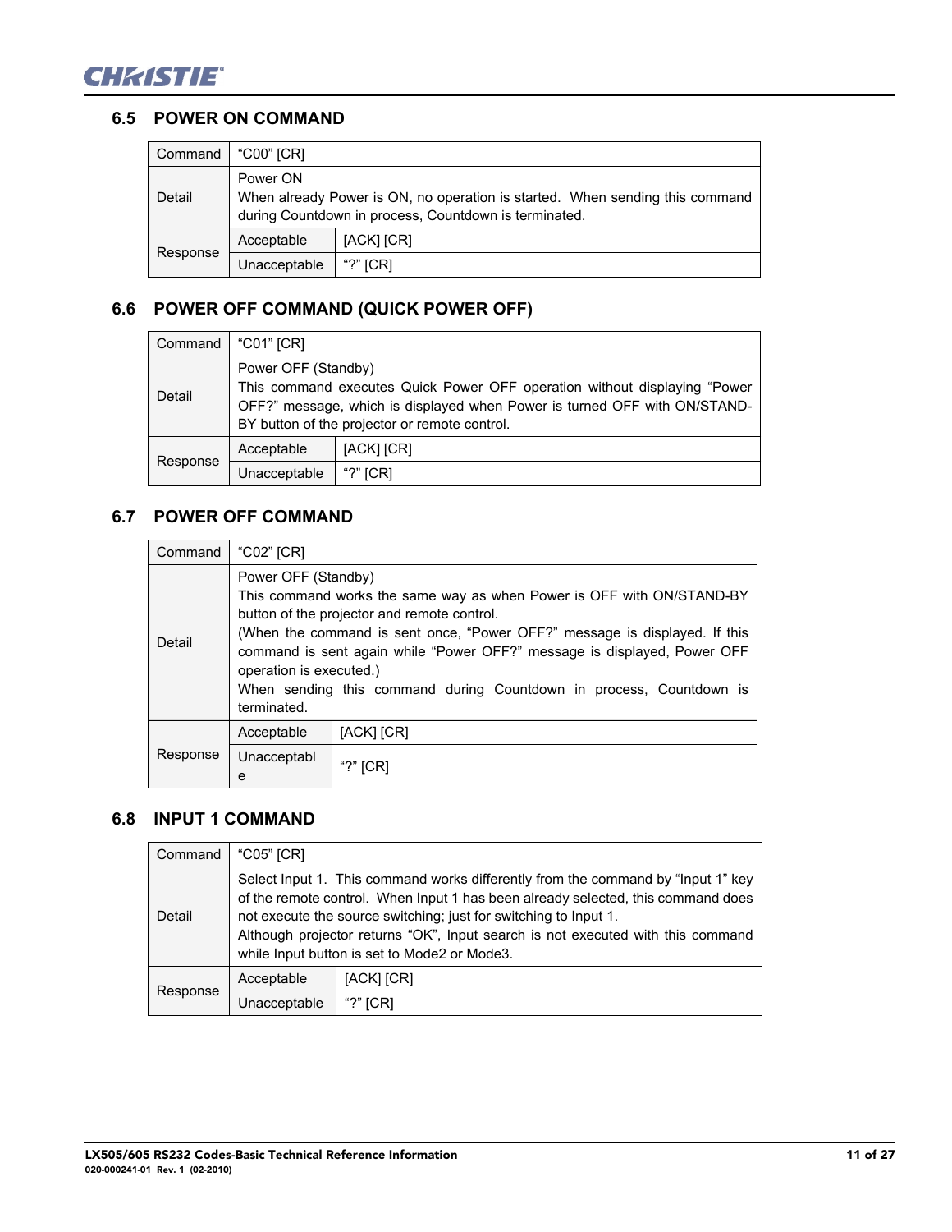## 6.5 POWER ON COMMAND

| Command | "C00" [CR] | |
|---|---|---|
| Detail | Power ON<br>When already Power is ON, no operation is started. When sending this command during Countdown in process, Countdown is terminated. | |
| Response | Acceptable | [ACK] [CR] |
| | Unacceptable | "?" [CR] |

## 6.6 POWER OFF COMMAND (QUICK POWER OFF)

| Command | "C01" [CR] | |
|---|---|---|
| Detail | Power OFF (Standby)<br>This command executes Quick Power OFF operation without displaying "Power OFF?" message, which is displayed when Power is turned OFF with ON/STAND-BY button of the projector or remote control. | |
| Response | Acceptable | [ACK] [CR] |
| | Unacceptable | "?" [CR] |

## 6.7 POWER OFF COMMAND

| Command | "C02" [CR] | |
|---|---|---|
| Detail | Power OFF (Standby)<br>This command works the same way as when Power is OFF with ON/STAND-BY button of the projector and remote control.<br>(When the command is sent once, "Power OFF?" message is displayed. If this command is sent again while "Power OFF?" message is displayed, Power OFF operation is executed.)<br>When sending this command during Countdown in process, Countdown is terminated. | |
| Response | Acceptable | [ACK] [CR] |
| | Unacceptable | "?" [CR] |

## 6.8 INPUT 1 COMMAND

| Command | "C05" [CR] | |
|---|---|---|
| Detail | Select Input 1. This command works differently from the command by "Input 1" key of the remote control. When Input 1 has been already selected, this command does not execute the source switching; just for switching to Input 1.<br>Although projector returns "OK", Input search is not executed with this command while Input button is set to Mode2 or Mode3. | |
| Response | Acceptable | [ACK] [CR] |
| | Unacceptable | "?" [CR] |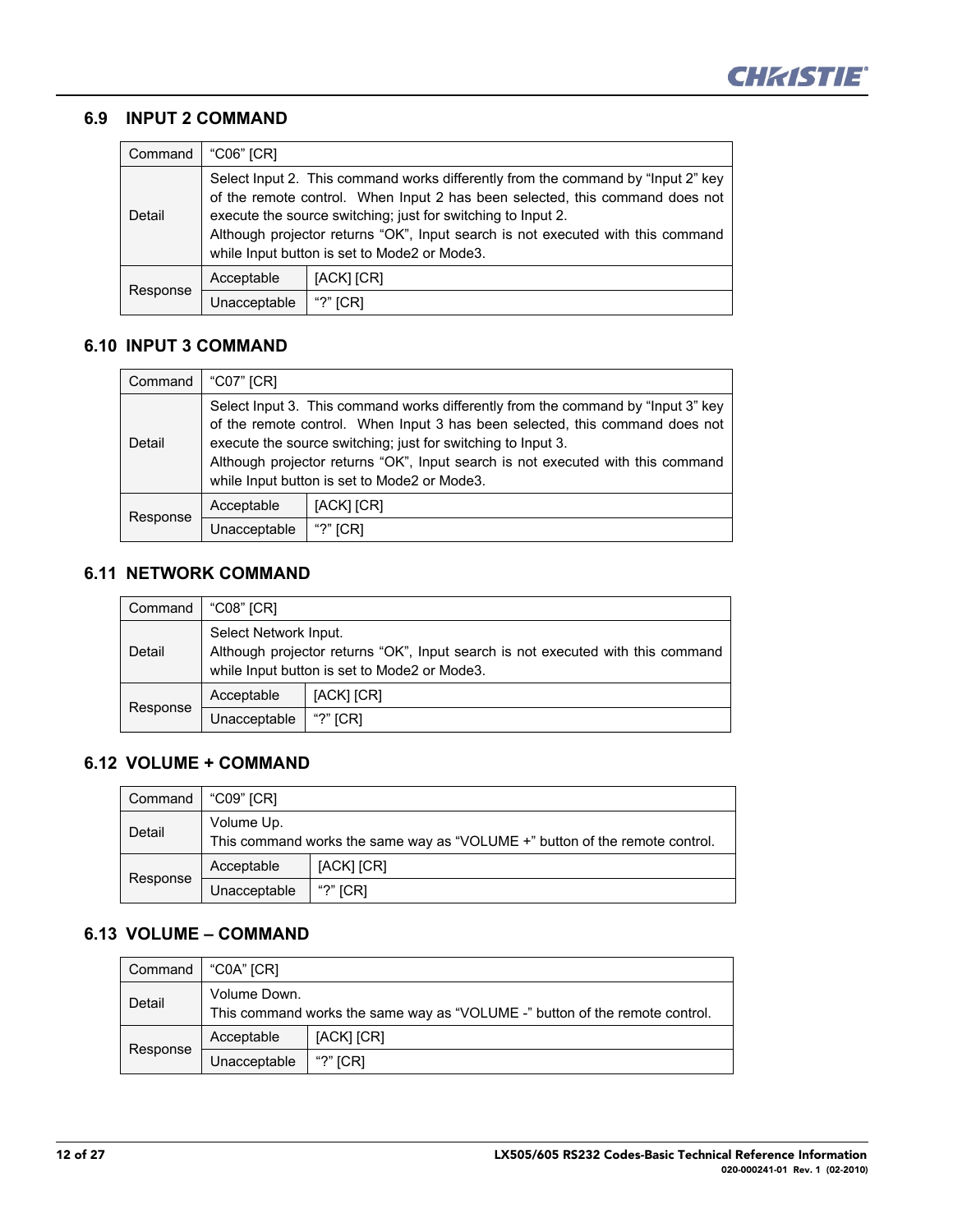## 6.9 INPUT 2 COMMAND

| Command | "C06" [CR] | |
|---|---|---|
| Detail | Select Input 2. This command works differently from the command by "Input 2" key of the remote control. When Input 2 has been selected, this command does not execute the source switching; just for switching to Input 2.<br>Although projector returns "OK", Input search is not executed with this command while Input button is set to Mode2 or Mode3. | |
| Response | Acceptable | [ACK] [CR] |
| | Unacceptable | "?" [CR] |

## 6.10 INPUT 3 COMMAND

| Command | "C07" [CR] | |
|---|---|---|
| Detail | Select Input 3. This command works differently from the command by "Input 3" key of the remote control. When Input 3 has been selected, this command does not execute the source switching; just for switching to Input 3.<br>Although projector returns "OK", Input search is not executed with this command while Input button is set to Mode2 or Mode3. | |
| Response | Acceptable | [ACK] [CR] |
| | Unacceptable | "?" [CR] |

## 6.11 NETWORK COMMAND

| Command | "C08" [CR] | |
|---|---|---|
| Detail | Select Network Input.<br>Although projector returns "OK", Input search is not executed with this command while Input button is set to Mode2 or Mode3. | |
| Response | Acceptable | [ACK] [CR] |
| | Unacceptable | "?" [CR] |

## 6.12 VOLUME + COMMAND

| Command | "C09" [CR] | |
|---|---|---|
| Detail | Volume Up.<br>This command works the same way as "VOLUME +" button of the remote control. | |
| Response | Acceptable | [ACK] [CR] |
| | Unacceptable | "?" [CR] |

## 6.13 VOLUME – COMMAND

| Command | "C0A" [CR] | |
|---|---|---|
| Detail | Volume Down.<br>This command works the same way as "VOLUME -" button of the remote control. | |
| Response | Acceptable | [ACK] [CR] |
| | Unacceptable | "?" [CR] |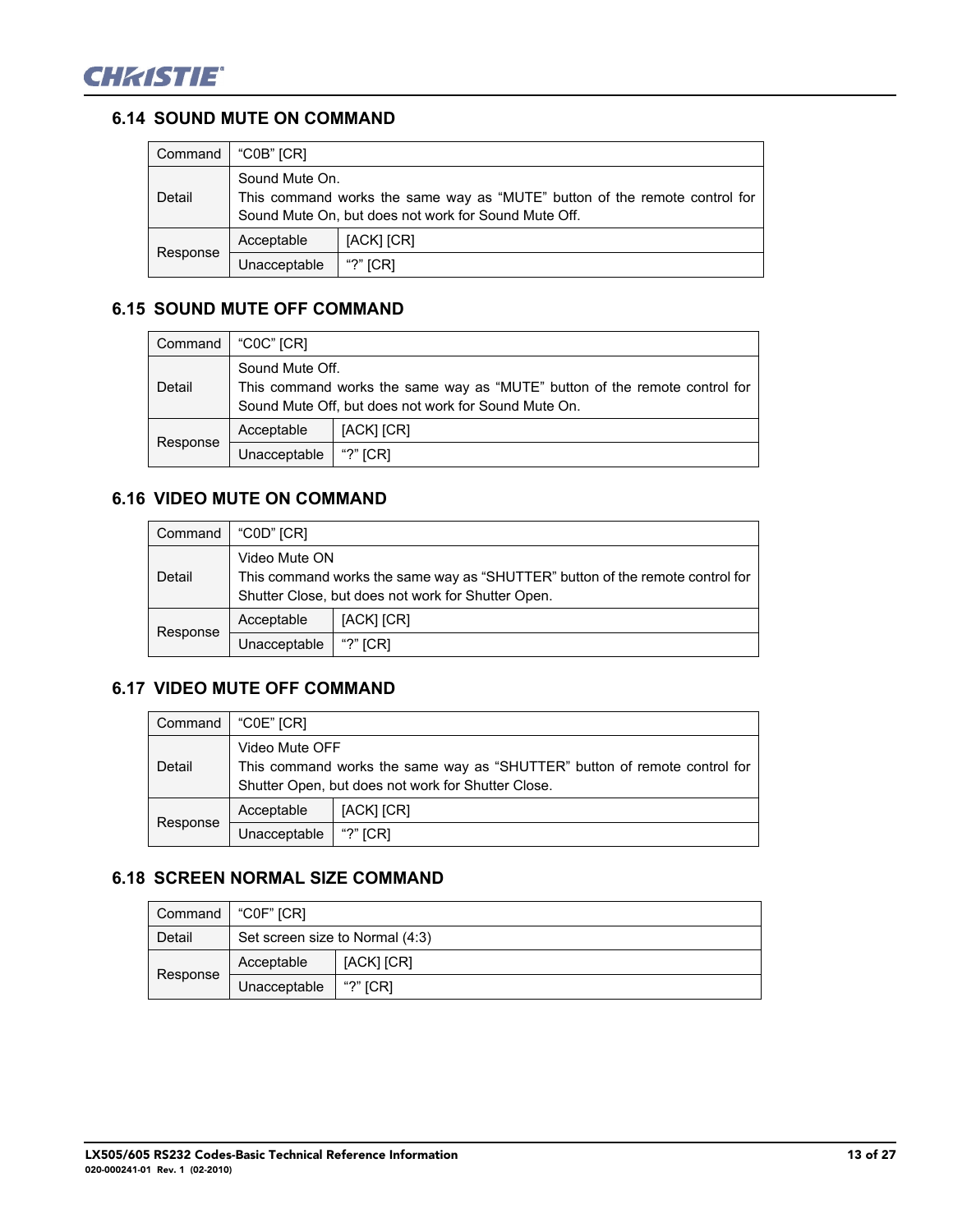## 6.14 SOUND MUTE ON COMMAND

| Command | "C0B" [CR] | |
|---|---|---|
| Detail | Sound Mute On.<br>This command works the same way as "MUTE" button of the remote control for Sound Mute On, but does not work for Sound Mute Off. | |
| Response | Acceptable | [ACK] [CR] |
| | Unacceptable | "?" [CR] |

## 6.15 SOUND MUTE OFF COMMAND

| Command | "C0C" [CR] | |
|---|---|---|
| Detail | Sound Mute Off.<br>This command works the same way as "MUTE" button of the remote control for Sound Mute Off, but does not work for Sound Mute On. | |
| Response | Acceptable | [ACK] [CR] |
| | Unacceptable | "?" [CR] |

## 6.16 VIDEO MUTE ON COMMAND

| Command | "C0D" [CR] | |
|---|---|---|
| Detail | Video Mute ON<br>This command works the same way as "SHUTTER" button of the remote control for Shutter Close, but does not work for Shutter Open. | |
| Response | Acceptable | [ACK] [CR] |
| | Unacceptable | "?" [CR] |

## 6.17 VIDEO MUTE OFF COMMAND

| Command | "C0E" [CR] | |
|---|---|---|
| Detail | Video Mute OFF<br>This command works the same way as "SHUTTER" button of remote control for Shutter Open, but does not work for Shutter Close. | |
| Response | Acceptable | [ACK] [CR] |
| | Unacceptable | "?" [CR] |

## 6.18 SCREEN NORMAL SIZE COMMAND

| Command | "C0F" [CR] | |
|---|---|---|
| Detail | Set screen size to Normal (4:3) | |
| Response | Acceptable | [ACK] [CR] |
| | Unacceptable | "?" [CR] |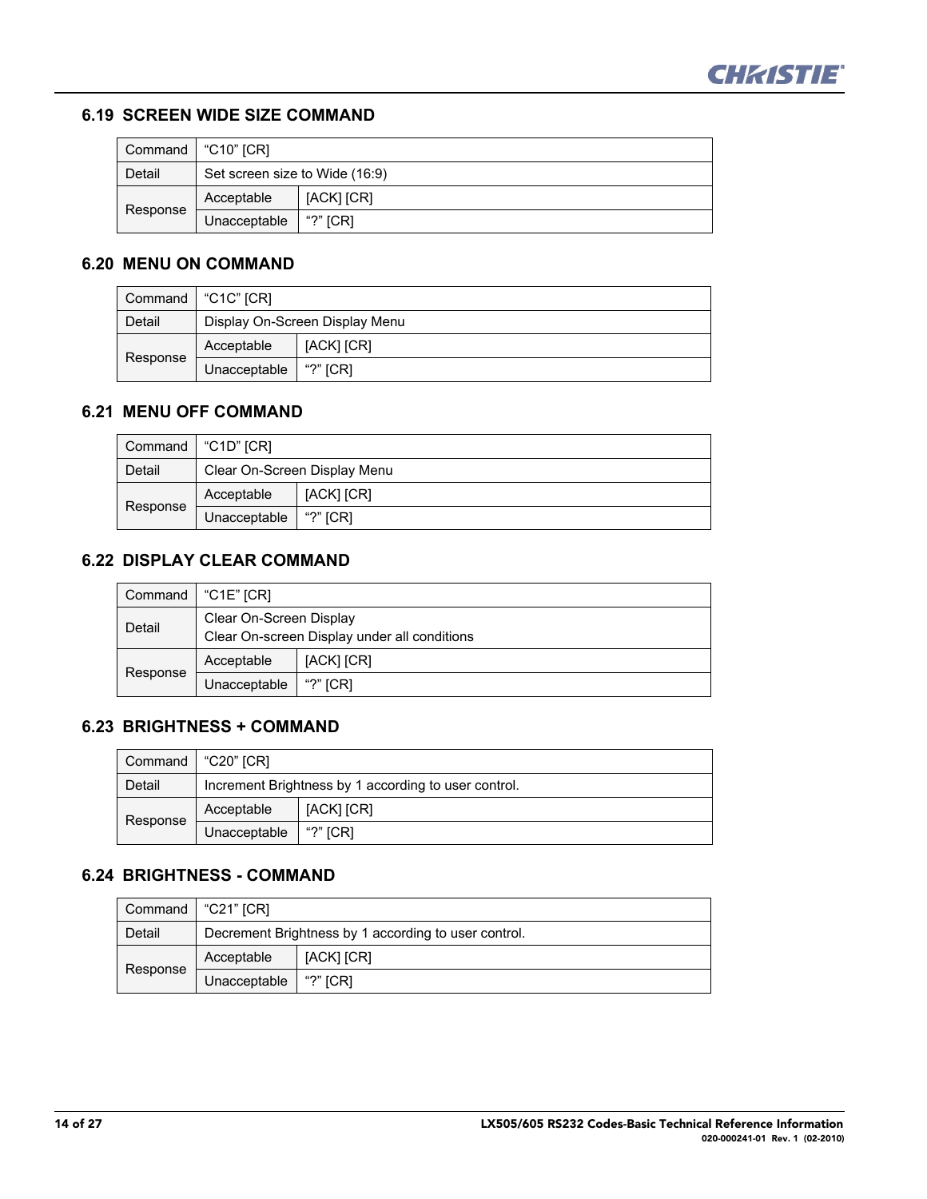## 6.19 SCREEN WIDE SIZE COMMAND

| Command | "C10" [CR] | |
|---|---|---|
| Detail | Set screen size to Wide (16:9) | |
| Response | Acceptable | [ACK] [CR] |
| | Unacceptable | "?" [CR] |

## 6.20 MENU ON COMMAND

| Command | "C1C" [CR] | |
|---|---|---|
| Detail | Display On-Screen Display Menu | |
| Response | Acceptable | [ACK] [CR] |
| | Unacceptable | "?" [CR] |

## 6.21 MENU OFF COMMAND

| Command | "C1D" [CR] | |
|---|---|---|
| Detail | Clear On-Screen Display Menu | |
| Response | Acceptable | [ACK] [CR] |
| | Unacceptable | "?" [CR] |

## 6.22 DISPLAY CLEAR COMMAND

| Command | "C1E" [CR] | |
|---|---|---|
| Detail | Clear On-Screen Display<br>Clear On-screen Display under all conditions | |
| Response | Acceptable | [ACK] [CR] |
| | Unacceptable | "?" [CR] |

## 6.23 BRIGHTNESS + COMMAND

| Command | "C20" [CR] | |
|---|---|---|
| Detail | Increment Brightness by 1 according to user control. | |
| Response | Acceptable | [ACK] [CR] |
| | Unacceptable | "?" [CR] |

## 6.24 BRIGHTNESS - COMMAND

| Command | "C21" [CR] | |
|---|---|---|
| Detail | Decrement Brightness by 1 according to user control. | |
| Response | Acceptable | [ACK] [CR] |
| | Unacceptable | "?" [CR] |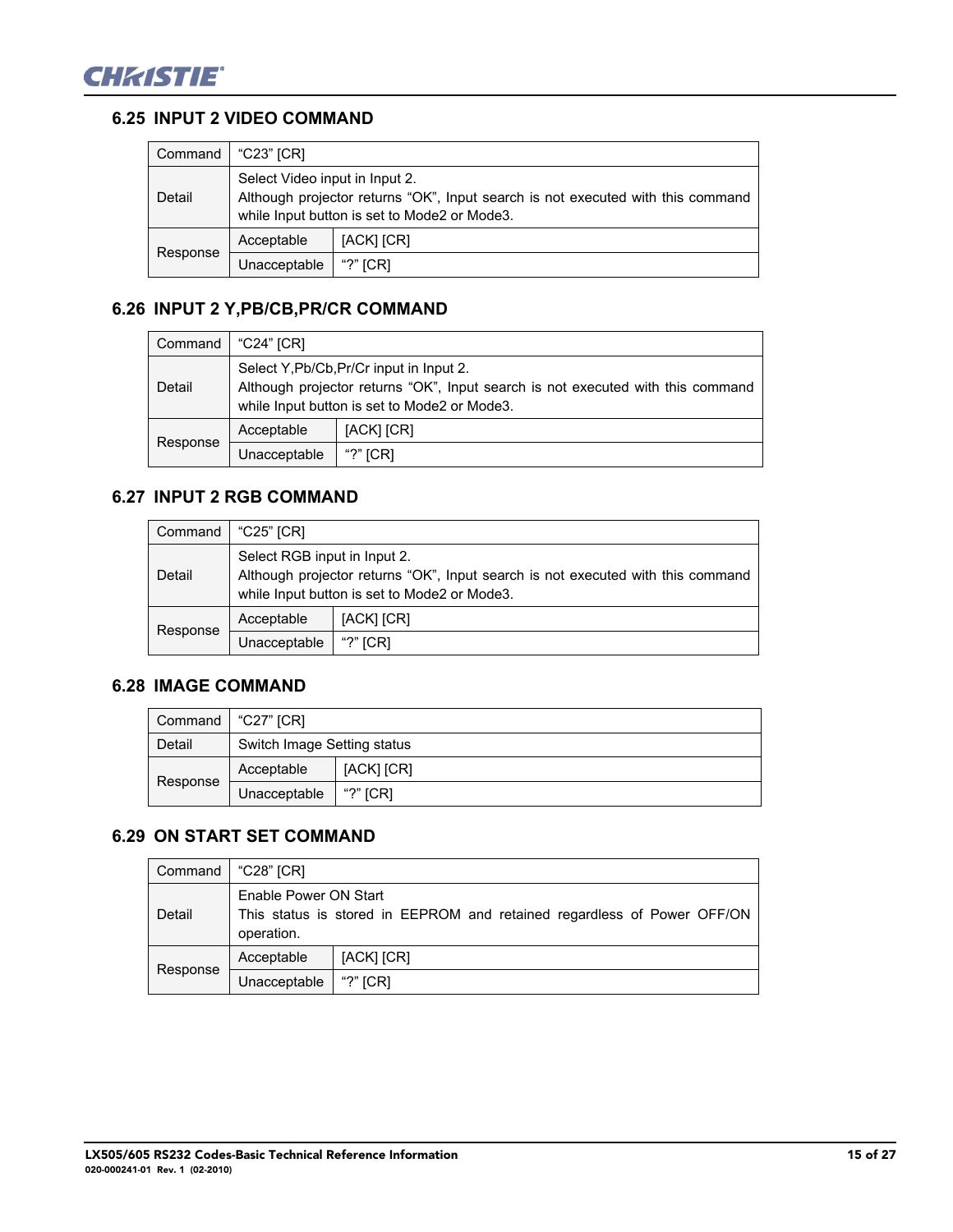## 6.25 INPUT 2 VIDEO COMMAND

| Command | "C23" [CR] | |
|---|---|---|
| Detail | Select Video input in Input 2.<br>Although projector returns "OK", Input search is not executed with this command while Input button is set to Mode2 or Mode3. | |
| Response | Acceptable | [ACK] [CR] |
| | Unacceptable | "?" [CR] |

## 6.26 INPUT 2 Y,PB/CB,PR/CR COMMAND

| Command | "C24" [CR] | |
|---|---|---|
| Detail | Select Y,Pb/Cb,Pr/Cr input in Input 2.<br>Although projector returns "OK", Input search is not executed with this command while Input button is set to Mode2 or Mode3. | |
| Response | Acceptable | [ACK] [CR] |
| | Unacceptable | "?" [CR] |

## 6.27 INPUT 2 RGB COMMAND

| Command | "C25" [CR] | |
|---|---|---|
| Detail | Select RGB input in Input 2.<br>Although projector returns "OK", Input search is not executed with this command while Input button is set to Mode2 or Mode3. | |
| Response | Acceptable | [ACK] [CR] |
| | Unacceptable | "?" [CR] |

## 6.28 IMAGE COMMAND

| Command | "C27" [CR] | |
|---|---|---|
| Detail | Switch Image Setting status | |
| Response | Acceptable | [ACK] [CR] |
| | Unacceptable | "?" [CR] |

## 6.29 ON START SET COMMAND

| Command | "C28" [CR] | |
|---|---|---|
| Detail | Enable Power ON Start<br>This status is stored in EEPROM and retained regardless of Power OFF/ON operation. | |
| Response | Acceptable | [ACK] [CR] |
| | Unacceptable | "?" [CR] |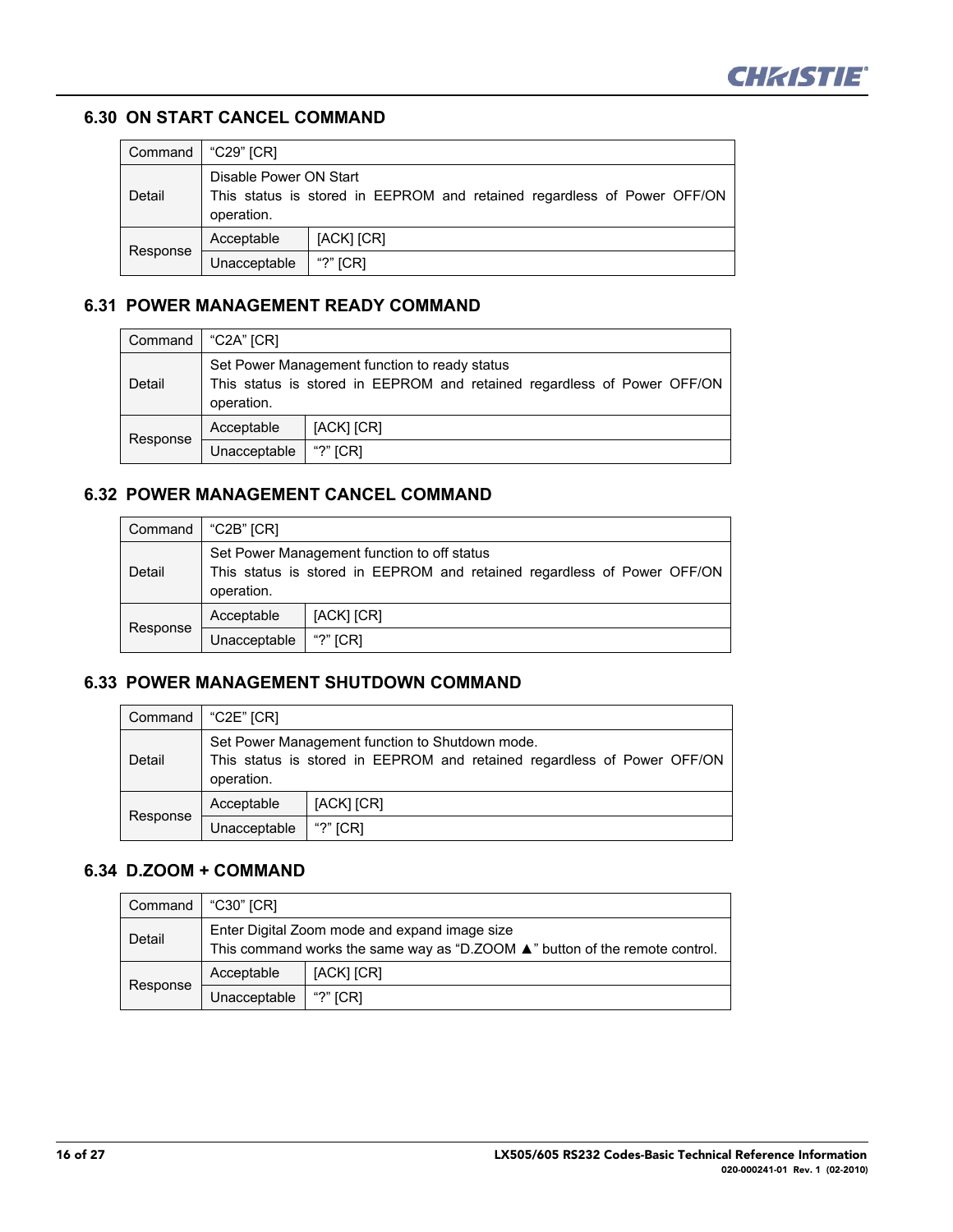## 6.30 ON START CANCEL COMMAND

| Command | "C29" [CR] | |
|---|---|---|
| Detail | Disable Power ON Start<br>This status is stored in EEPROM and retained regardless of Power OFF/ON operation. | |
| Response | Acceptable | [ACK] [CR] |
| | Unacceptable | "?" [CR] |

## 6.31 POWER MANAGEMENT READY COMMAND

| Command | "C2A" [CR] | |
|---|---|---|
| Detail | Set Power Management function to ready status<br>This status is stored in EEPROM and retained regardless of Power OFF/ON operation. | |
| Response | Acceptable | [ACK] [CR] |
| | Unacceptable | "?" [CR] |

## 6.32 POWER MANAGEMENT CANCEL COMMAND

| Command | "C2B" [CR] | |
|---|---|---|
| Detail | Set Power Management function to off status<br>This status is stored in EEPROM and retained regardless of Power OFF/ON operation. | |
| Response | Acceptable | [ACK] [CR] |
| | Unacceptable | "?" [CR] |

## 6.33 POWER MANAGEMENT SHUTDOWN COMMAND

| Command | "C2E" [CR] | |
|---|---|---|
| Detail | Set Power Management function to Shutdown mode.<br>This status is stored in EEPROM and retained regardless of Power OFF/ON operation. | |
| Response | Acceptable | [ACK] [CR] |
| | Unacceptable | "?" [CR] |

## 6.34 D.ZOOM + COMMAND

| Command | "C30" [CR] | |
|---|---|---|
| Detail | Enter Digital Zoom mode and expand image size<br>This command works the same way as "D.ZOOM ▲" button of the remote control. | |
| Response | Acceptable | [ACK] [CR] |
| | Unacceptable | "?" [CR] |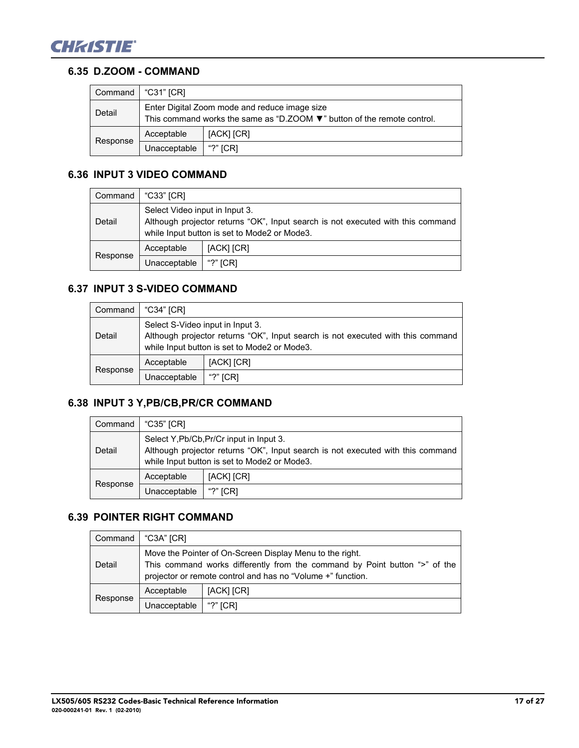### 6.35 D.ZOOM - COMMAND

| Command | "C31" [CR] | |
|---|---|---|
| Detail | Enter Digital Zoom mode and reduce image size<br>This command works the same as "D.ZOOM ▼" button of the remote control. | |
| Response | Acceptable | [ACK] [CR] |
| | Unacceptable | "?" [CR] |

### 6.36 INPUT 3 VIDEO COMMAND

| Command | "C33" [CR] | |
|---|---|---|
| Detail | Select Video input in Input 3.<br>Although projector returns "OK", Input search is not executed with this command while Input button is set to Mode2 or Mode3. | |
| Response | Acceptable | [ACK] [CR] |
| | Unacceptable | "?" [CR] |

### 6.37 INPUT 3 S-VIDEO COMMAND

| Command | "C34" [CR] | |
|---|---|---|
| Detail | Select S-Video input in Input 3.<br>Although projector returns "OK", Input search is not executed with this command while Input button is set to Mode2 or Mode3. | |
| Response | Acceptable | [ACK] [CR] |
| | Unacceptable | "?" [CR] |

### 6.38 INPUT 3 Y,PB/CB,PR/CR COMMAND

| Command | "C35" [CR] | |
|---|---|---|
| Detail | Select Y,Pb/Cb,Pr/Cr input in Input 3.<br>Although projector returns "OK", Input search is not executed with this command while Input button is set to Mode2 or Mode3. | |
| Response | Acceptable | [ACK] [CR] |
| | Unacceptable | "?" [CR] |

### 6.39 POINTER RIGHT COMMAND

| Command | "C3A" [CR] | |
|---|---|---|
| Detail | Move the Pointer of On-Screen Display Menu to the right.<br>This command works differently from the command by Point button ">" of the projector or remote control and has no "Volume +" function. | |
| Response | Acceptable | [ACK] [CR] |
| | Unacceptable | "?" [CR] |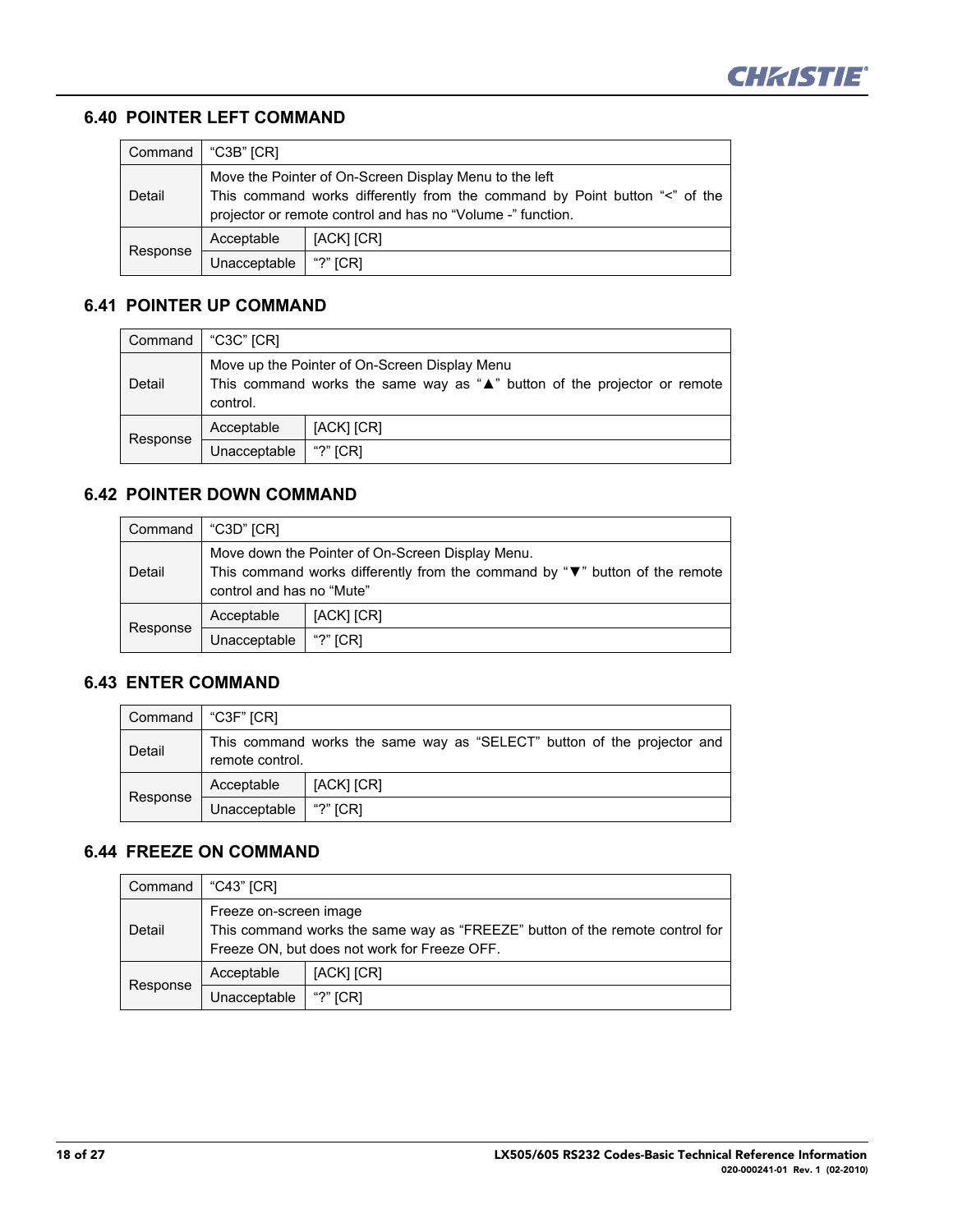## 6.40 POINTER LEFT COMMAND

| Command | "C3B" [CR] | |
|---|---|---|
| Detail | Move the Pointer of On-Screen Display Menu to the left<br>This command works differently from the command by Point button "<" of the projector or remote control and has no "Volume -" function. | |
| Response | Acceptable | [ACK] [CR] |
| | Unacceptable | "?" [CR] |

## 6.41 POINTER UP COMMAND

| Command | "C3C" [CR] | |
|---|---|---|
| Detail | Move up the Pointer of On-Screen Display Menu<br>This command works the same way as "▲" button of the projector or remote control. | |
| Response | Acceptable | [ACK] [CR] |
| | Unacceptable | "?" [CR] |

## 6.42 POINTER DOWN COMMAND

| Command | "C3D" [CR] | |
|---|---|---|
| Detail | Move down the Pointer of On-Screen Display Menu.<br>This command works differently from the command by "▼" button of the remote control and has no "Mute" | |
| Response | Acceptable | [ACK] [CR] |
| | Unacceptable | "?" [CR] |

## 6.43 ENTER COMMAND

| Command | "C3F" [CR] | |
|---|---|---|
| Detail | This command works the same way as "SELECT" button of the projector and remote control. | |
| Response | Acceptable | [ACK] [CR] |
| | Unacceptable | "?" [CR] |

## 6.44 FREEZE ON COMMAND

| Command | "C43" [CR] | |
|---|---|---|
| Detail | Freeze on-screen image<br>This command works the same way as "FREEZE" button of the remote control for Freeze ON, but does not work for Freeze OFF. | |
| Response | Acceptable | [ACK] [CR] |
| | Unacceptable | "?" [CR] |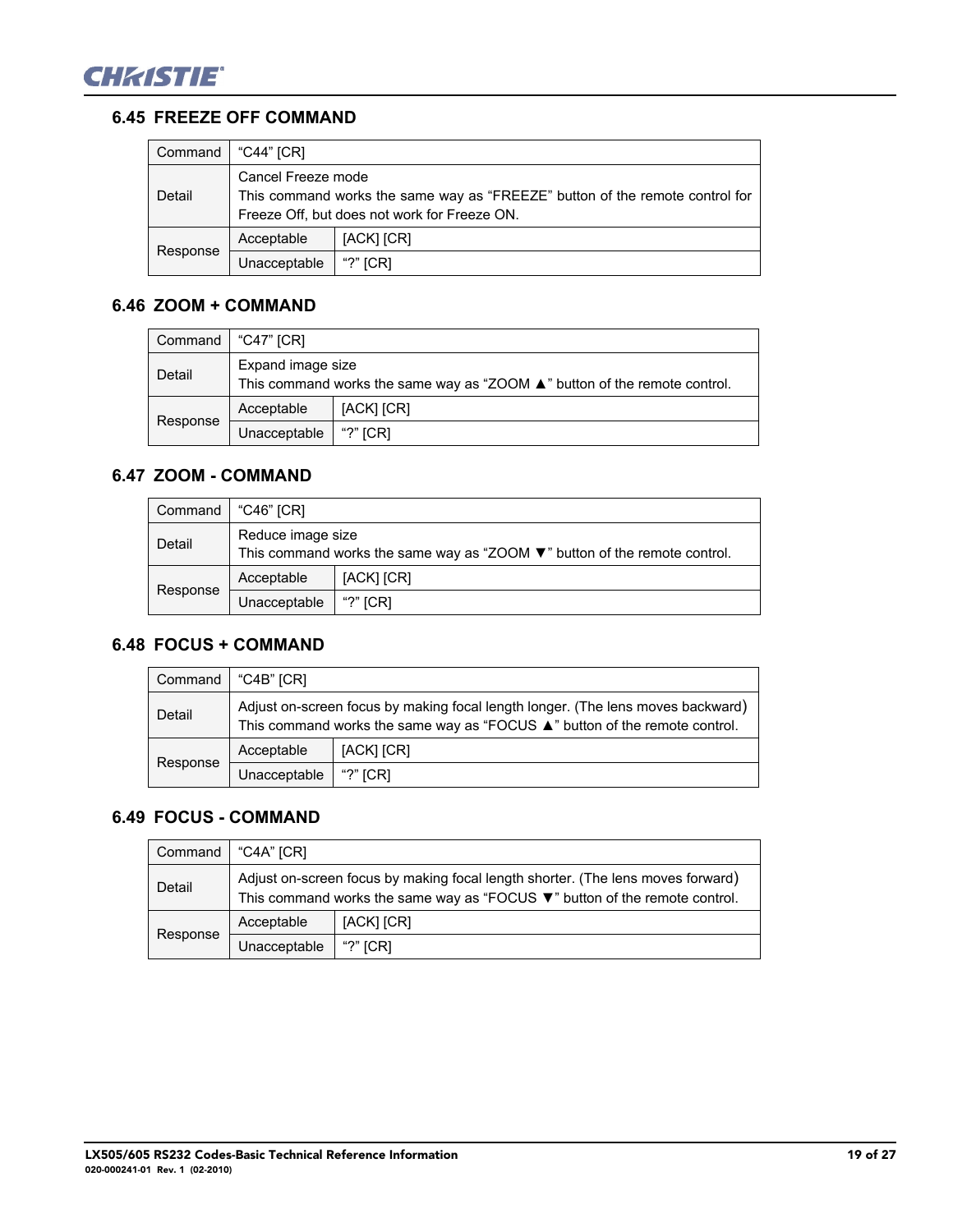## 6.45 FREEZE OFF COMMAND

| Command | "C44" [CR] | |
|---|---|---|
| Detail | Cancel Freeze mode<br>This command works the same way as "FREEZE" button of the remote control for Freeze Off, but does not work for Freeze ON. | |
| Response | Acceptable | [ACK] [CR] |
| | Unacceptable | "?" [CR] |

## 6.46 ZOOM + COMMAND

| Command | "C47" [CR] | |
|---|---|---|
| Detail | Expand image size<br>This command works the same way as "ZOOM ▲" button of the remote control. | |
| Response | Acceptable | [ACK] [CR] |
| | Unacceptable | "?" [CR] |

## 6.47 ZOOM - COMMAND

| Command | "C46" [CR] | |
|---|---|---|
| Detail | Reduce image size<br>This command works the same way as "ZOOM ▼" button of the remote control. | |
| Response | Acceptable | [ACK] [CR] |
| | Unacceptable | "?" [CR] |

## 6.48 FOCUS + COMMAND

| Command | "C4B" [CR] | |
|---|---|---|
| Detail | Adjust on-screen focus by making focal length longer. (The lens moves backward)<br>This command works the same way as "FOCUS ▲" button of the remote control. | |
| Response | Acceptable | [ACK] [CR] |
| | Unacceptable | "?" [CR] |

## 6.49 FOCUS - COMMAND

| Command | "C4A" [CR] | |
|---|---|---|
| Detail | Adjust on-screen focus by making focal length shorter. (The lens moves forward)<br>This command works the same way as "FOCUS ▼" button of the remote control. | |
| Response | Acceptable | [ACK] [CR] |
| | Unacceptable | "?" [CR] |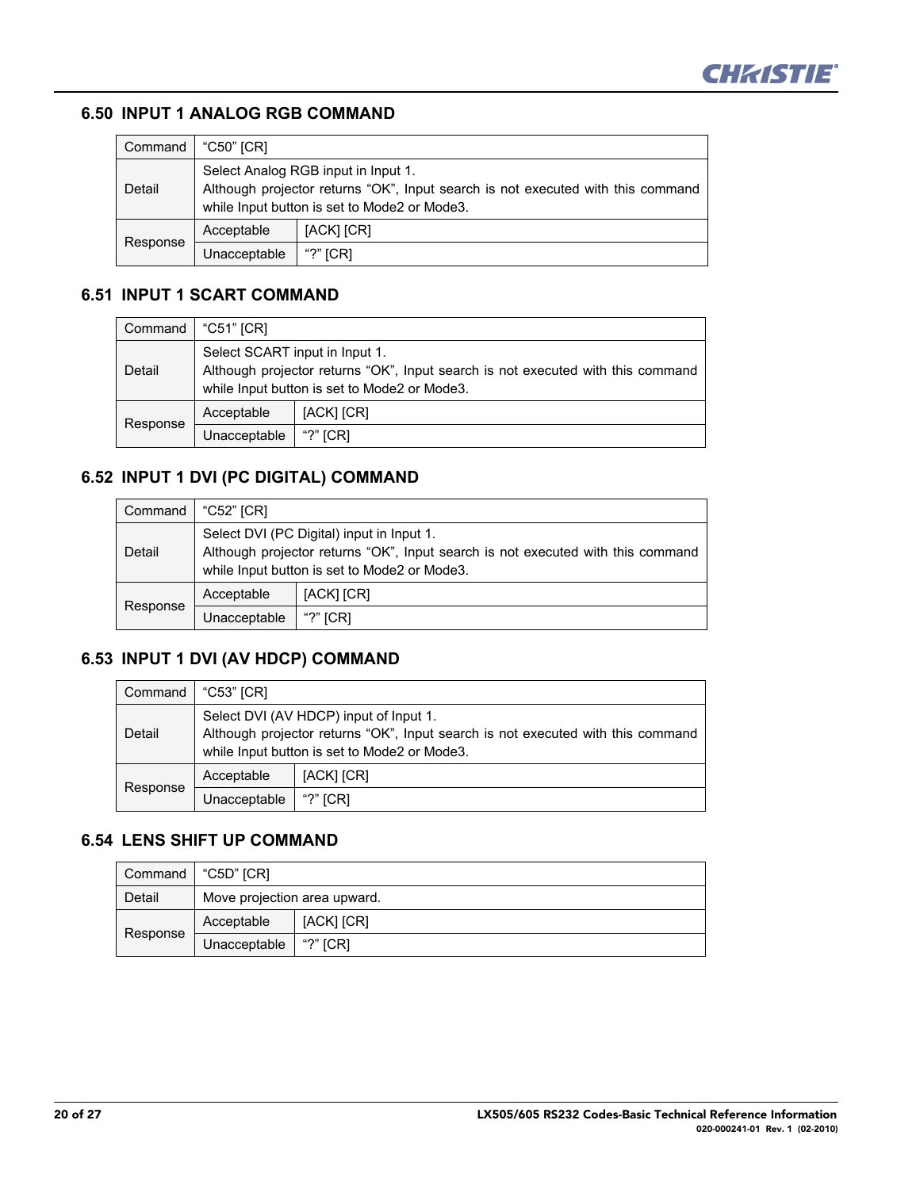## 6.50 INPUT 1 ANALOG RGB COMMAND

| Command | "C50" [CR] | |
|---|---|---|
| Detail | Select Analog RGB input in Input 1.<br>Although projector returns "OK", Input search is not executed with this command while Input button is set to Mode2 or Mode3. | |
| Response | Acceptable | [ACK] [CR] |
| | Unacceptable | "?" [CR] |

## 6.51 INPUT 1 SCART COMMAND

| Command | "C51" [CR] | |
|---|---|---|
| Detail | Select SCART input in Input 1.<br>Although projector returns "OK", Input search is not executed with this command while Input button is set to Mode2 or Mode3. | |
| Response | Acceptable | [ACK] [CR] |
| | Unacceptable | "?" [CR] |

## 6.52 INPUT 1 DVI (PC DIGITAL) COMMAND

| Command | "C52" [CR] | |
|---|---|---|
| Detail | Select DVI (PC Digital) input in Input 1.<br>Although projector returns "OK", Input search is not executed with this command while Input button is set to Mode2 or Mode3. | |
| Response | Acceptable | [ACK] [CR] |
| | Unacceptable | "?" [CR] |

## 6.53 INPUT 1 DVI (AV HDCP) COMMAND

| Command | "C53" [CR] | |
|---|---|---|
| Detail | Select DVI (AV HDCP) input of Input 1.<br>Although projector returns "OK", Input search is not executed with this command while Input button is set to Mode2 or Mode3. | |
| Response | Acceptable | [ACK] [CR] |
| | Unacceptable | "?" [CR] |

## 6.54 LENS SHIFT UP COMMAND

| Command | "C5D" [CR] | |
|---|---|---|
| Detail | Move projection area upward. | |
| Response | Acceptable | [ACK] [CR] |
| | Unacceptable | "?" [CR] |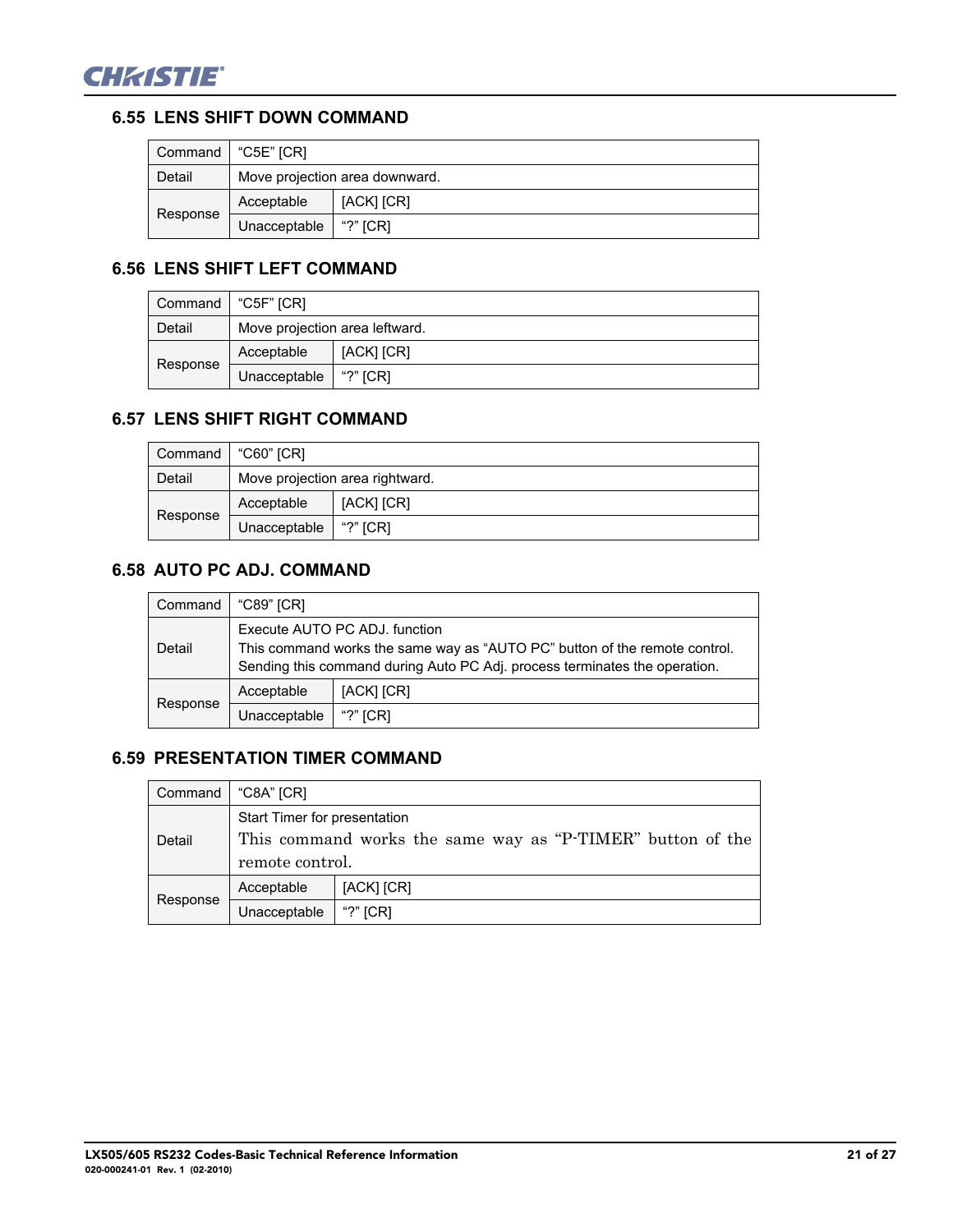## 6.55 LENS SHIFT DOWN COMMAND

| Command | "C5E" [CR] | |
|---|---|---|
| Detail | Move projection area downward. | |
| Response | Acceptable | [ACK] [CR] |
| | Unacceptable | "?" [CR] |

## 6.56 LENS SHIFT LEFT COMMAND

| Command | "C5F" [CR] | |
|---|---|---|
| Detail | Move projection area leftward. | |
| Response | Acceptable | [ACK] [CR] |
| | Unacceptable | "?" [CR] |

## 6.57 LENS SHIFT RIGHT COMMAND

| Command | "C60" [CR] | |
|---|---|---|
| Detail | Move projection area rightward. | |
| Response | Acceptable | [ACK] [CR] |
| | Unacceptable | "?" [CR] |

## 6.58 AUTO PC ADJ. COMMAND

| Command | "C89" [CR] | |
|---|---|---|
| Detail | Execute AUTO PC ADJ. function<br>This command works the same way as "AUTO PC" button of the remote control.<br>Sending this command during Auto PC Adj. process terminates the operation. | |
| Response | Acceptable | [ACK] [CR] |
| | Unacceptable | "?" [CR] |

## 6.59 PRESENTATION TIMER COMMAND

| Command | "C8A" [CR] | |
|---|---|---|
| Detail | Start Timer for presentation<br>This command works the same way as "P-TIMER" button of the remote control. | |
| Response | Acceptable | [ACK] [CR] |
| | Unacceptable | "?" [CR] |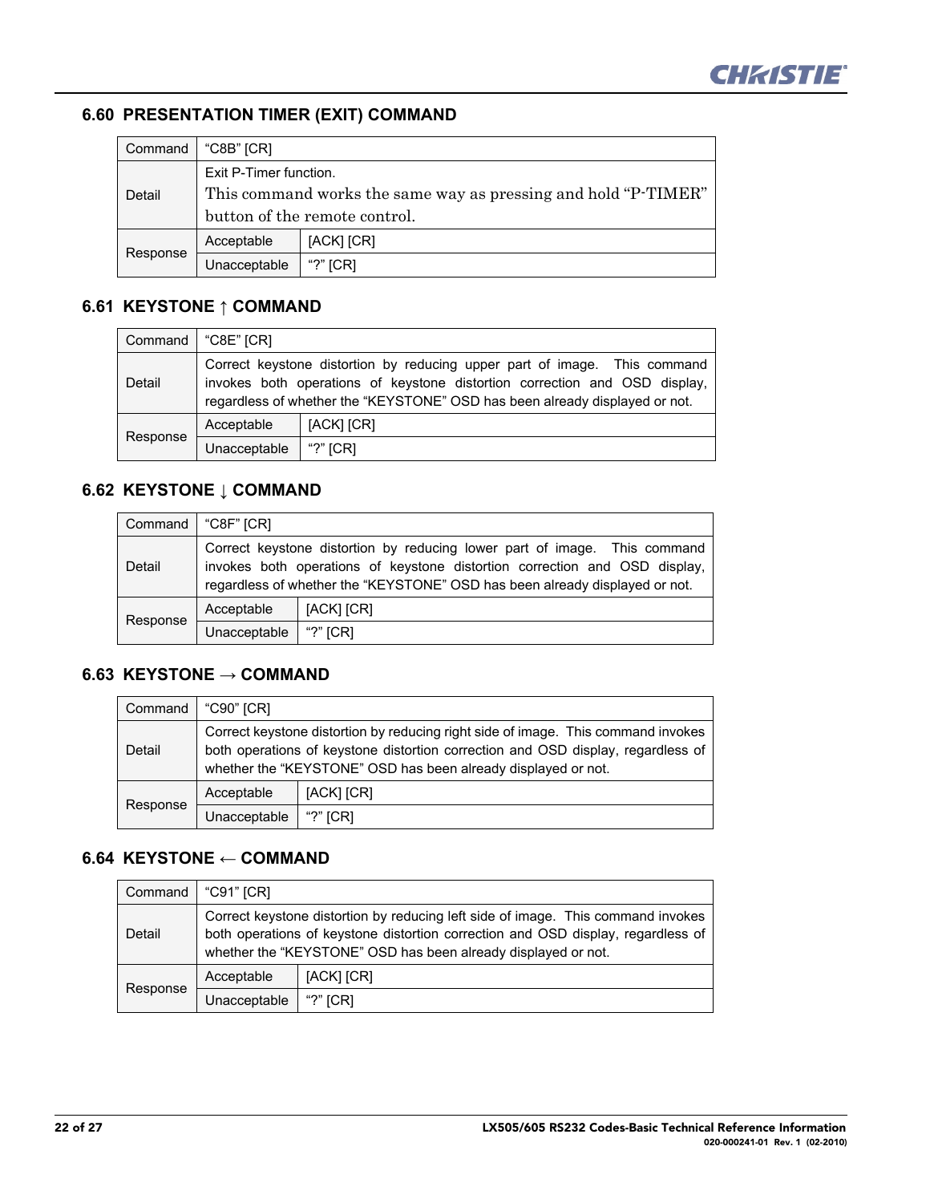## 6.60 PRESENTATION TIMER (EXIT) COMMAND

| Command | "C8B" [CR] | |
|---|---|---|
| Detail | Exit P-Timer function.<br>This command works the same way as pressing and hold "P-TIMER" button of the remote control. | |
| Response | Acceptable | [ACK] [CR] |
| | Unacceptable | "?" [CR] |

## 6.61 KEYSTONE ↑ COMMAND

| Command | "C8E" [CR] | |
|---|---|---|
| Detail | Correct keystone distortion by reducing upper part of image. This command invokes both operations of keystone distortion correction and OSD display, regardless of whether the "KEYSTONE" OSD has been already displayed or not. | |
| Response | Acceptable | [ACK] [CR] |
| | Unacceptable | "?" [CR] |

## 6.62 KEYSTONE ↓ COMMAND

| Command | "C8F" [CR] | |
|---|---|---|
| Detail | Correct keystone distortion by reducing lower part of image. This command invokes both operations of keystone distortion correction and OSD display, regardless of whether the "KEYSTONE" OSD has been already displayed or not. | |
| Response | Acceptable | [ACK] [CR] |
| | Unacceptable | "?" [CR] |

## 6.63 KEYSTONE → COMMAND

| Command | "C90" [CR] | |
|---|---|---|
| Detail | Correct keystone distortion by reducing right side of image. This command invokes both operations of keystone distortion correction and OSD display, regardless of whether the "KEYSTONE" OSD has been already displayed or not. | |
| Response | Acceptable | [ACK] [CR] |
| | Unacceptable | "?" [CR] |

## 6.64 KEYSTONE ← COMMAND

| Command | "C91" [CR] | |
|---|---|---|
| Detail | Correct keystone distortion by reducing left side of image. This command invokes both operations of keystone distortion correction and OSD display, regardless of whether the "KEYSTONE" OSD has been already displayed or not. | |
| Response | Acceptable | [ACK] [CR] |
| | Unacceptable | "?" [CR] |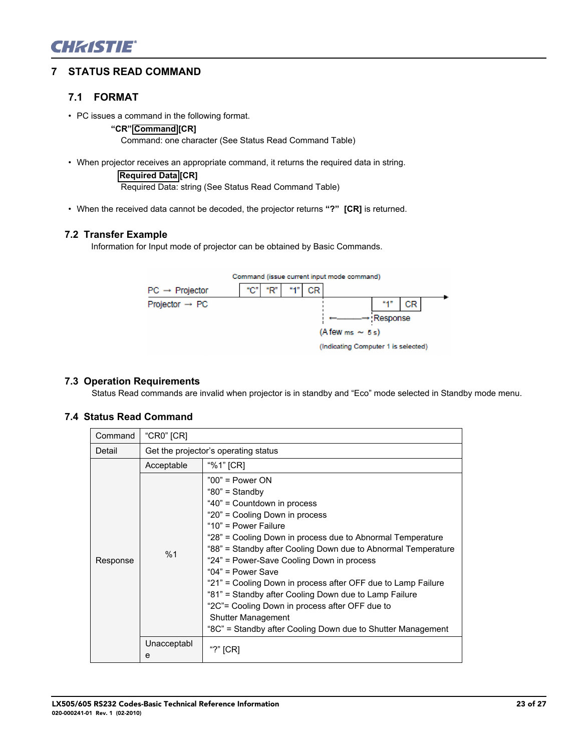# 7 STATUS READ COMMAND

## 7.1 FORMAT

- PC issues a command in the following format.

  **"CR"Command[CR]**

  Command: one character (See Status Read Command Table)

- When projector receives an appropriate command, it returns the required data in string.

  **Required Data[CR]**

  Required Data: string (See Status Read Command Table)

- When the received data cannot be decoded, the projector returns **"?"** **[CR]** is returned.

## 7.2 Transfer Example

Information for Input mode of projector can be obtained by Basic Commands.

Command (issue current input mode command)

PC → Projector: "C" "R" "1" CR

Projector → PC: "1" CR

Response (A few ms ~ 5 s)

(Indicating Computer 1 is selected)

## 7.3 Operation Requirements

Status Read commands are invalid when projector is in standby and "Eco" mode selected in Standby mode menu.

## 7.4 Status Read Command

| Command | "CR0" [CR] | |
|---|---|---|
| Detail | Get the projector's operating status | |
| Response | Acceptable | "%1" [CR] |
| | %1 | "00" = Power ON<br>"80" = Standby<br>"40" = Countdown in process<br>"20" = Cooling Down in process<br>"10" = Power Failure<br>"28" = Cooling Down in process due to Abnormal Temperature<br>"88" = Standby after Cooling Down due to Abnormal Temperature<br>"24" = Power-Save Cooling Down in process<br>"04" = Power Save<br>"21" = Cooling Down in process after OFF due to Lamp Failure<br>"81" = Standby after Cooling Down due to Lamp Failure<br>"2C"= Cooling Down in process after OFF due to Shutter Management<br>"8C" = Standby after Cooling Down due to Shutter Management |
| | Unacceptable | "?" [CR] |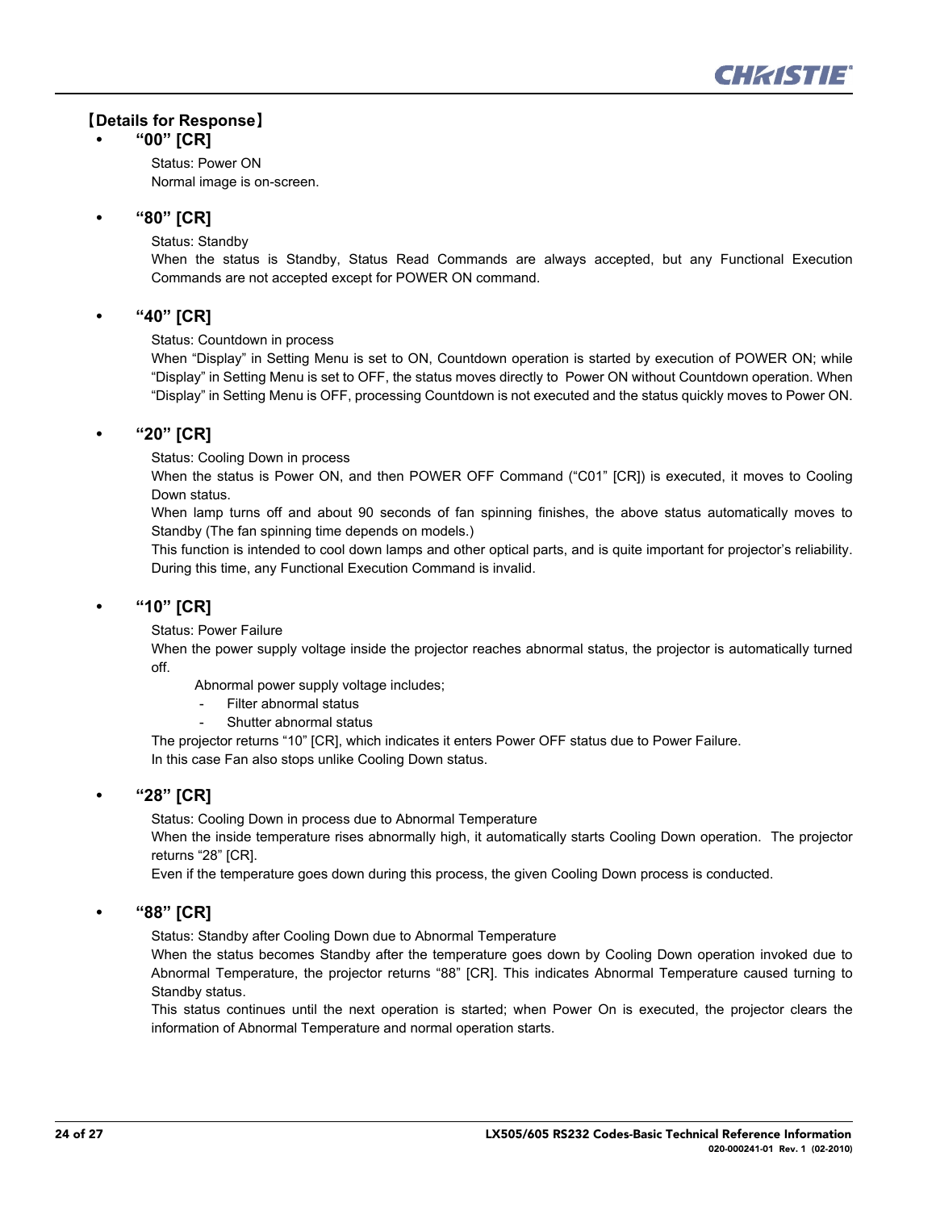## 【Details for Response】

- **"00" [CR]**

  Status: Power ON
  Normal image is on-screen.

- **"80" [CR]**

  Status: Standby
  When the status is Standby, Status Read Commands are always accepted, but any Functional Execution Commands are not accepted except for POWER ON command.

- **"40" [CR]**

  Status: Countdown in process
  When "Display" in Setting Menu is set to ON, Countdown operation is started by execution of POWER ON; while "Display" in Setting Menu is set to OFF, the status moves directly to Power ON without Countdown operation. When "Display" in Setting Menu is OFF, processing Countdown is not executed and the status quickly moves to Power ON.

- **"20" [CR]**

  Status: Cooling Down in process
  When the status is Power ON, and then POWER OFF Command ("C01" [CR]) is executed, it moves to Cooling Down status.
  When lamp turns off and about 90 seconds of fan spinning finishes, the above status automatically moves to Standby (The fan spinning time depends on models.)
  This function is intended to cool down lamps and other optical parts, and is quite important for projector's reliability. During this time, any Functional Execution Command is invalid.

- **"10" [CR]**

  Status: Power Failure
  When the power supply voltage inside the projector reaches abnormal status, the projector is automatically turned off.

  Abnormal power supply voltage includes;
  - Filter abnormal status
  - Shutter abnormal status

  The projector returns "10" [CR], which indicates it enters Power OFF status due to Power Failure.
  In this case Fan also stops unlike Cooling Down status.

- **"28" [CR]**

  Status: Cooling Down in process due to Abnormal Temperature
  When the inside temperature rises abnormally high, it automatically starts Cooling Down operation. The projector returns "28" [CR].
  Even if the temperature goes down during this process, the given Cooling Down process is conducted.

- **"88" [CR]**

  Status: Standby after Cooling Down due to Abnormal Temperature
  When the status becomes Standby after the temperature goes down by Cooling Down operation invoked due to Abnormal Temperature, the projector returns "88" [CR]. This indicates Abnormal Temperature caused turning to Standby status.
  This status continues until the next operation is started; when Power On is executed, the projector clears the information of Abnormal Temperature and normal operation starts.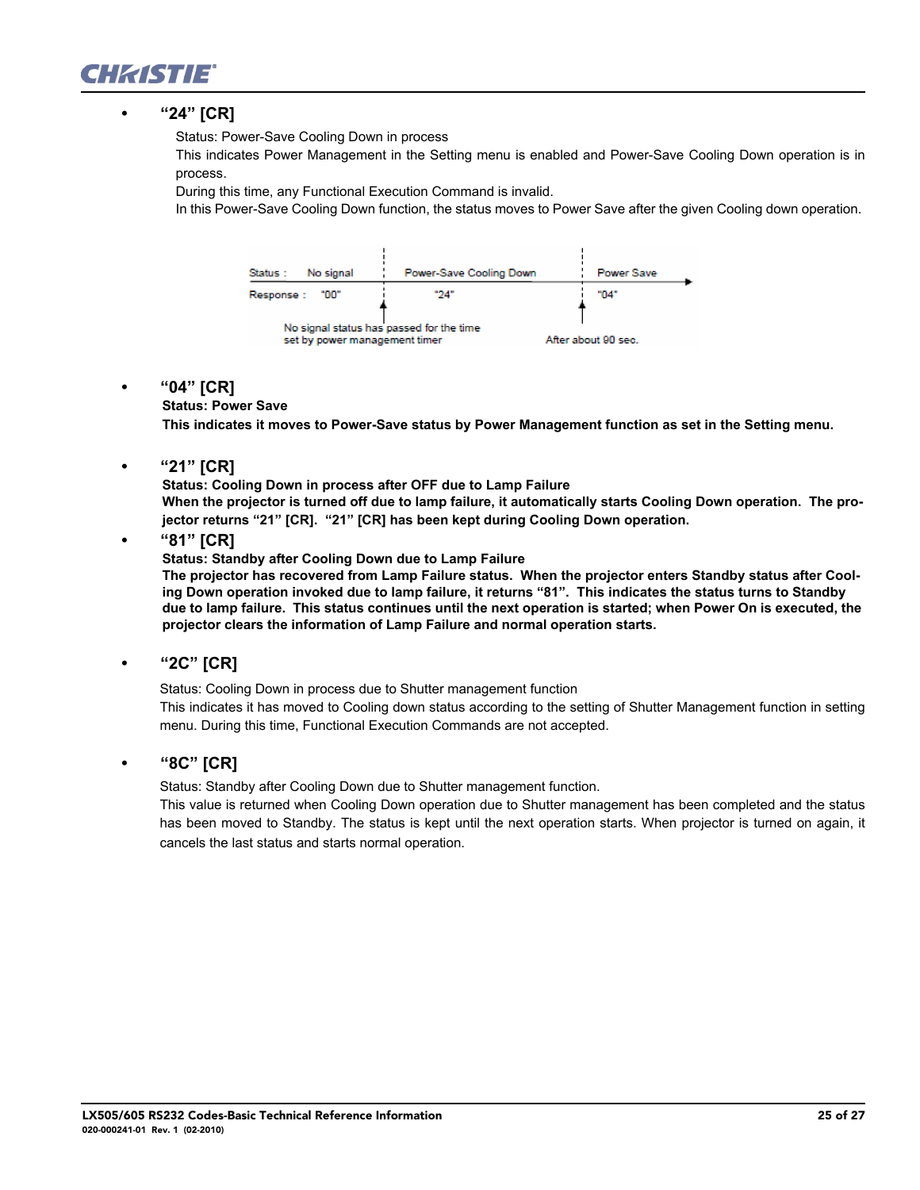- **"24" [CR]**

  Status: Power-Save Cooling Down in process

  This indicates Power Management in the Setting menu is enabled and Power-Save Cooling Down operation is in process.

  During this time, any Functional Execution Command is invalid.

  In this Power-Save Cooling Down function, the status moves to Power Save after the given Cooling down operation.

| Status : | No signal | Power-Save Cooling Down | Power Save |
|---|---|---|---|
| Response : | "00" | "24" | "04" |
| | No signal status has passed for the time set by power management timer | | After about 90 sec. |

- **"04" [CR]**

  **Status: Power Save**

  **This indicates it moves to Power-Save status by Power Management function as set in the Setting menu.**

- **"21" [CR]**

  **Status: Cooling Down in process after OFF due to Lamp Failure**

  **When the projector is turned off due to lamp failure, it automatically starts Cooling Down operation. The projector returns "21" [CR]. "21" [CR] has been kept during Cooling Down operation.**

- **"81" [CR]**

  **Status: Standby after Cooling Down due to Lamp Failure**

  **The projector has recovered from Lamp Failure status. When the projector enters Standby status after Cooling Down operation invoked due to lamp failure, it returns "81". This indicates the status turns to Standby due to lamp failure. This status continues until the next operation is started; when Power On is executed, the projector clears the information of Lamp Failure and normal operation starts.**

- **"2C" [CR]**

  Status: Cooling Down in process due to Shutter management function

  This indicates it has moved to Cooling down status according to the setting of Shutter Management function in setting menu. During this time, Functional Execution Commands are not accepted.

- **"8C" [CR]**

  Status: Standby after Cooling Down due to Shutter management function.

  This value is returned when Cooling Down operation due to Shutter management has been completed and the status has been moved to Standby. The status is kept until the next operation starts. When projector is turned on again, it cancels the last status and starts normal operation.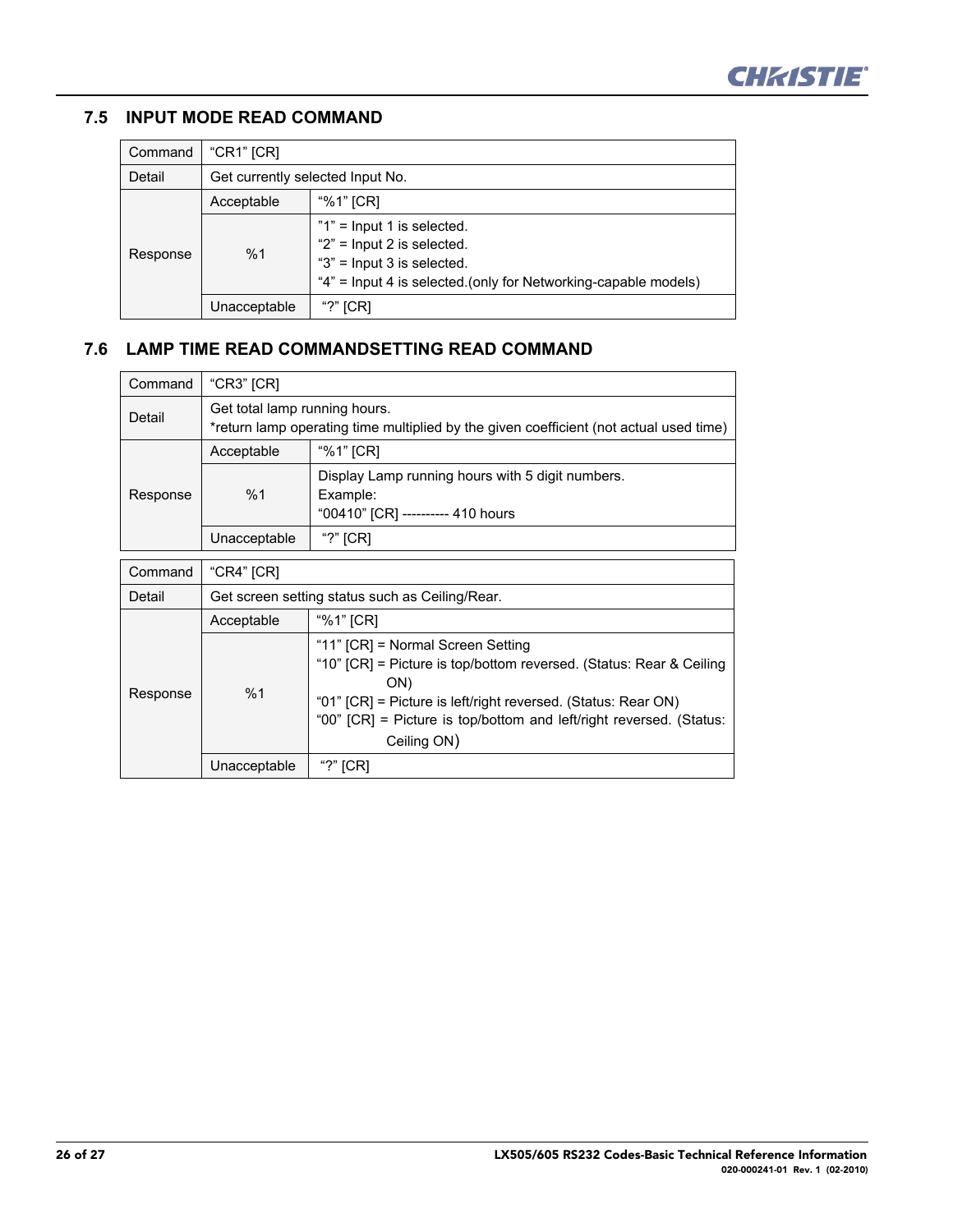## 7.5 INPUT MODE READ COMMAND

| Command | "CR1" [CR] | |
|---|---|---|
| Detail | Get currently selected Input No. | |
| Response | Acceptable | "%1" [CR] |
| | %1 | "1" = Input 1 is selected.<br>"2" = Input 2 is selected.<br>"3" = Input 3 is selected.<br>"4" = Input 4 is selected.(only for Networking-capable models) |
| | Unacceptable | "?" [CR] |

## 7.6 LAMP TIME READ COMMANDSETTING READ COMMAND

| Command | "CR3" [CR] | |
|---|---|---|
| Detail | Get total lamp running hours.<br>*return lamp operating time multiplied by the given coefficient (not actual used time) | |
| Response | Acceptable | "%1" [CR] |
| | %1 | Display Lamp running hours with 5 digit numbers.<br>Example:<br>"00410" [CR] ---------- 410 hours |
| | Unacceptable | "?" [CR] |

| Command | "CR4" [CR] | |
|---|---|---|
| Detail | Get screen setting status such as Ceiling/Rear. | |
| Response | Acceptable | "%1" [CR] |
| | %1 | "11" [CR] = Normal Screen Setting<br>"10" [CR] = Picture is top/bottom reversed. (Status: Rear & Ceiling ON)<br>"01" [CR] = Picture is left/right reversed. (Status: Rear ON)<br>"00" [CR] = Picture is top/bottom and left/right reversed. (Status: Ceiling ON) |
| | Unacceptable | "?" [CR] |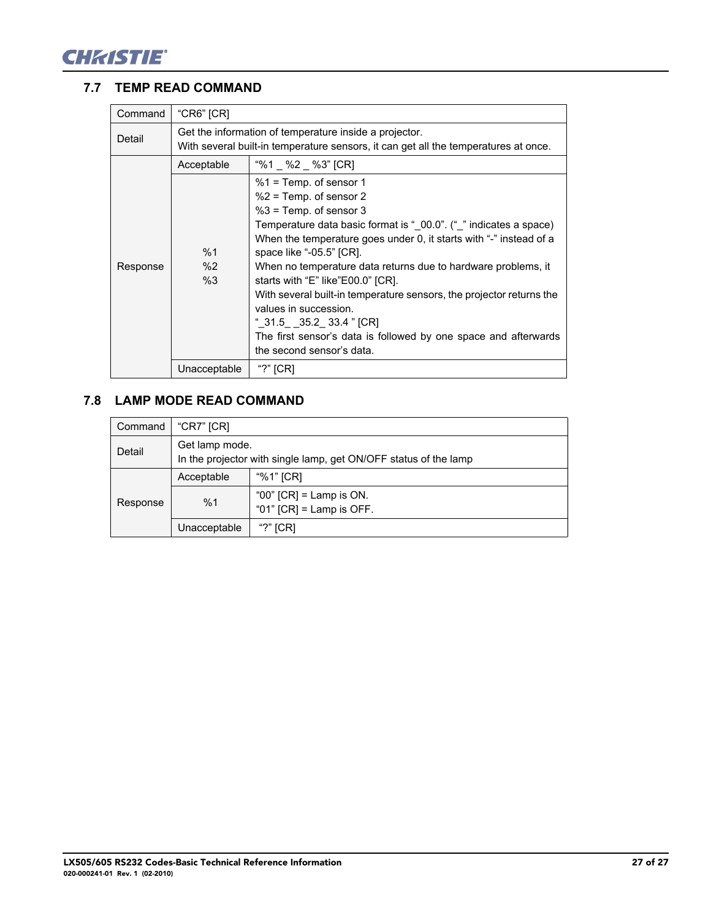## 7.7 TEMP READ COMMAND

| | | |
|---|---|---|
| Command | "CR6" [CR] | |
| Detail | Get the information of temperature inside a projector.<br>With several built-in temperature sensors, it can get all the temperatures at once. | |
| Response | Acceptable | "%1 _ %2 _ %3" [CR] |
| | %1<br>%2<br>%3 | %1 = Temp. of sensor 1<br>%2 = Temp. of sensor 2<br>%3 = Temp. of sensor 3<br>Temperature data basic format is "_00.0". ("_" indicates a space)<br>When the temperature goes under 0, it starts with "-" instead of a space like "-05.5" [CR].<br>When no temperature data returns due to hardware problems, it starts with "E" like"E00.0" [CR].<br>With several built-in temperature sensors, the projector returns the values in succession.<br>"_31.5_ _35.2_ 33.4 " [CR]<br>The first sensor's data is followed by one space and afterwards the second sensor's data. |
| | Unacceptable | "?" [CR] |

## 7.8 LAMP MODE READ COMMAND

| | | |
|---|---|---|
| Command | "CR7" [CR] | |
| Detail | Get lamp mode.<br>In the projector with single lamp, get ON/OFF status of the lamp | |
| Response | Acceptable | "%1" [CR] |
| | %1 | "00" [CR] = Lamp is ON.<br>"01" [CR] = Lamp is OFF. |
| | Unacceptable | "?" [CR] |